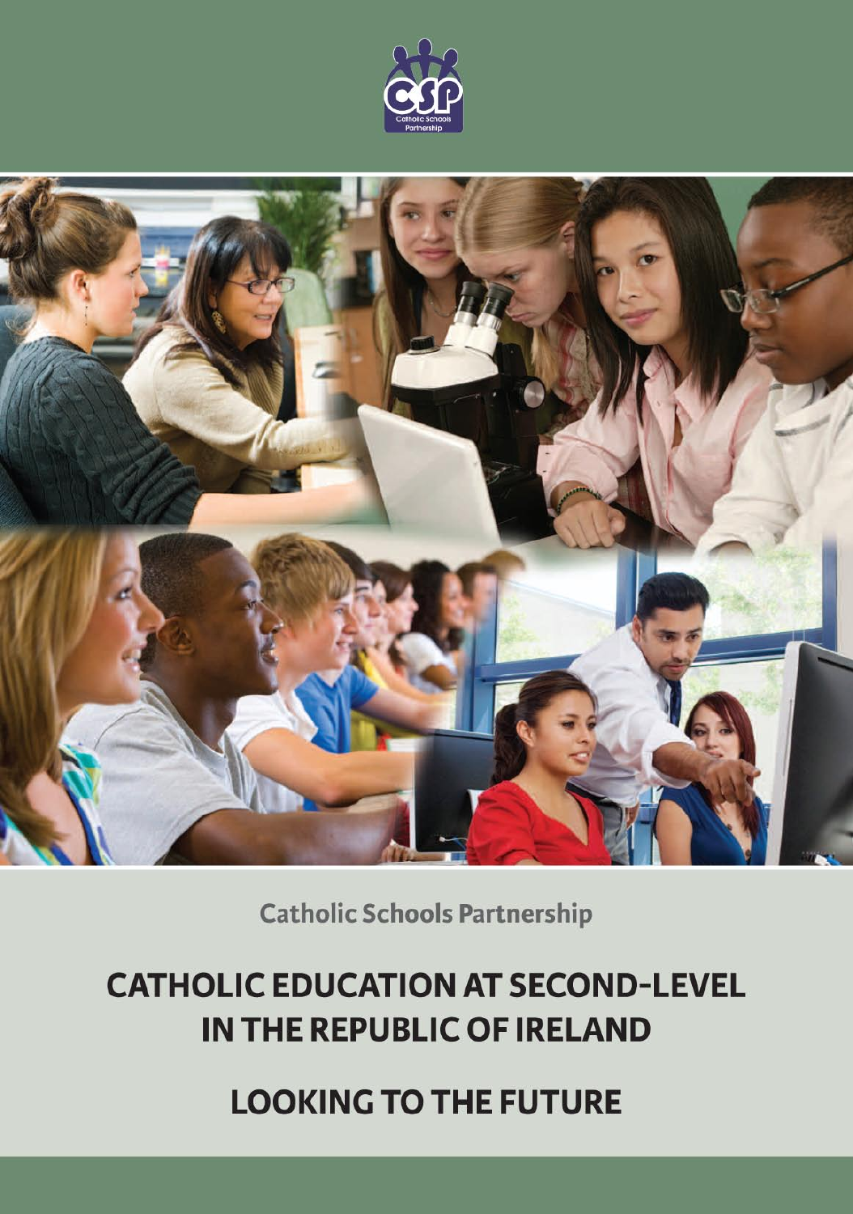Catholic Schools Partnership

Catholic Schools Partnership

# CATHOLIC EDUCATION AT SECOND-LEVEL IN THE REPUBLIC OF IRELAND

## LOOKING TO THE FUTURE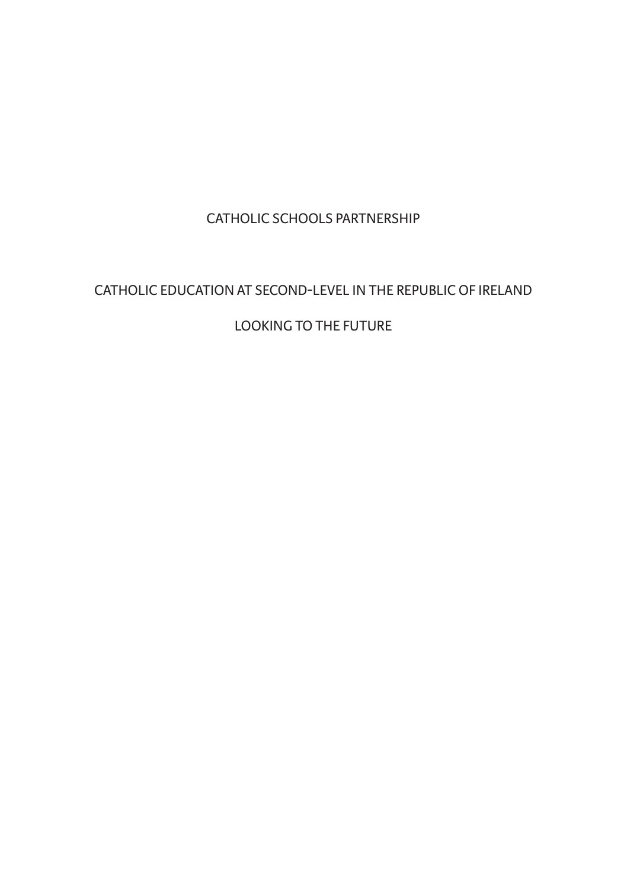# CATHOLIC SCHOOLS PARTNERSHIP

## CATHOLIC EDUCATION AT SECOND-LEVEL IN THE REPUBLIC OF IRELAND

## LOOKING TO THE FUTURE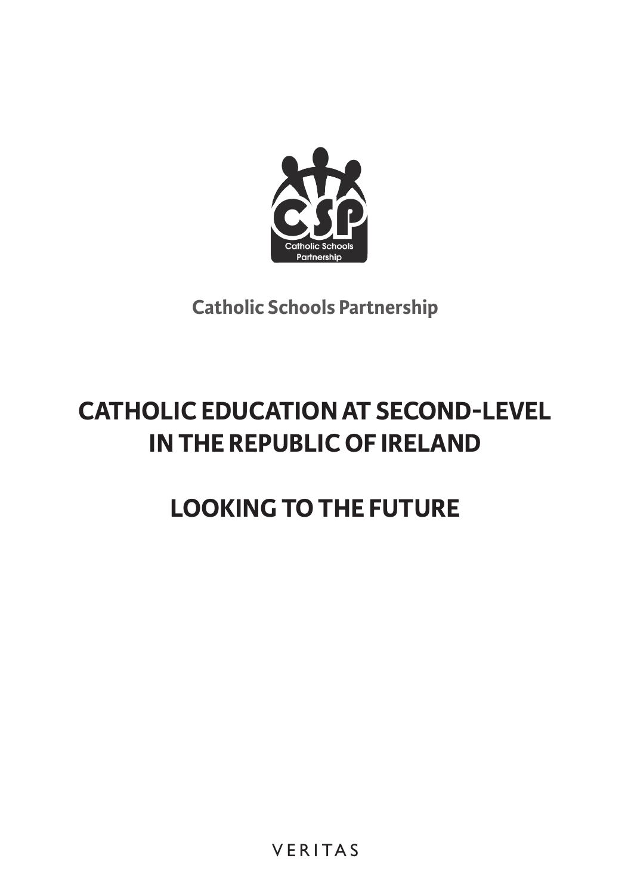Catholic Schools Partnership

# CATHOLIC EDUCATION AT SECOND-LEVEL IN THE REPUBLIC OF IRELAND

# LOOKING TO THE FUTURE

VERITAS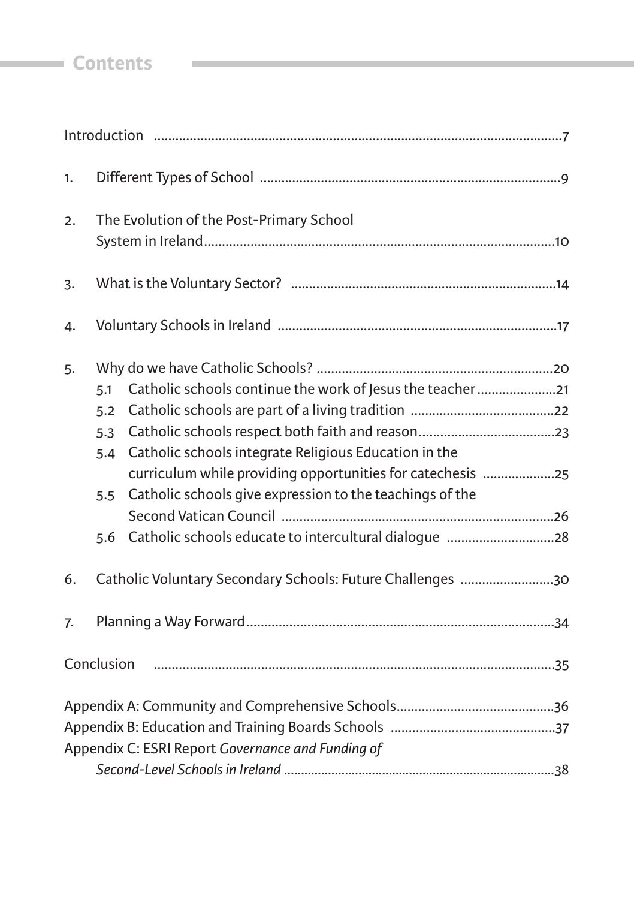# Contents

Introduction ..................................................................................................7

1. Different Types of School ...................................................................................9

2. The Evolution of the Post-Primary School System in Ireland.................................................................................................10

3. What is the Voluntary Sector? .........................................................................14

4. Voluntary Schools in Ireland .............................................................................17

5. Why do we have Catholic Schools? .................................................................20
   - 5.1 Catholic schools continue the work of Jesus the teacher ......................21
   - 5.2 Catholic schools are part of a living tradition ........................................22
   - 5.3 Catholic schools respect both faith and reason......................................23
   - 5.4 Catholic schools integrate Religious Education in the curriculum while providing opportunities for catechesis ....................25
   - 5.5 Catholic schools give expression to the teachings of the Second Vatican Council ............................................................................26
   - 5.6 Catholic schools educate to intercultural dialogue ..............................28

6. Catholic Voluntary Secondary Schools: Future Challenges .........................30

7. Planning a Way Forward.....................................................................................34

Conclusion ................................................................................................35

Appendix A: Community and Comprehensive Schools............................................36

Appendix B: Education and Training Boards Schools ..............................................37

Appendix C: ESRI Report *Governance and Funding of Second-Level Schools in Ireland* ..............................................................................38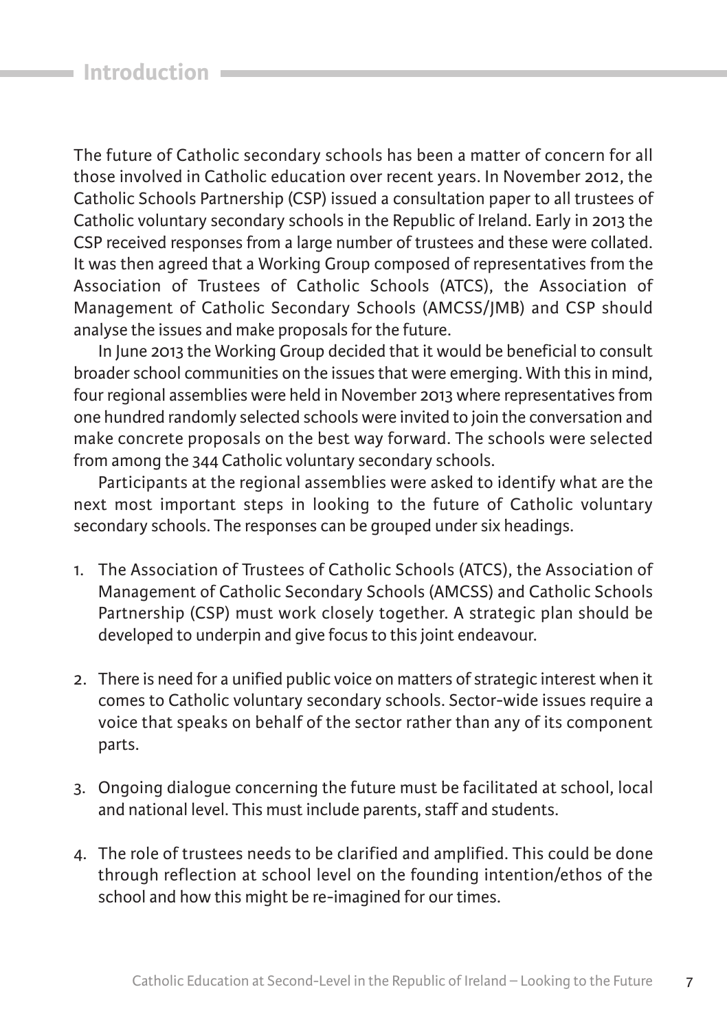## Introduction

The future of Catholic secondary schools has been a matter of concern for all those involved in Catholic education over recent years. In November 2012, the Catholic Schools Partnership (CSP) issued a consultation paper to all trustees of Catholic voluntary secondary schools in the Republic of Ireland. Early in 2013 the CSP received responses from a large number of trustees and these were collated. It was then agreed that a Working Group composed of representatives from the Association of Trustees of Catholic Schools (ATCS), the Association of Management of Catholic Secondary Schools (AMCSS/JMB) and CSP should analyse the issues and make proposals for the future.

In June 2013 the Working Group decided that it would be beneficial to consult broader school communities on the issues that were emerging. With this in mind, four regional assemblies were held in November 2013 where representatives from one hundred randomly selected schools were invited to join the conversation and make concrete proposals on the best way forward. The schools were selected from among the 344 Catholic voluntary secondary schools.

Participants at the regional assemblies were asked to identify what are the next most important steps in looking to the future of Catholic voluntary secondary schools. The responses can be grouped under six headings.

1. The Association of Trustees of Catholic Schools (ATCS), the Association of Management of Catholic Secondary Schools (AMCSS) and Catholic Schools Partnership (CSP) must work closely together. A strategic plan should be developed to underpin and give focus to this joint endeavour.

2. There is need for a unified public voice on matters of strategic interest when it comes to Catholic voluntary secondary schools. Sector-wide issues require a voice that speaks on behalf of the sector rather than any of its component parts.

3. Ongoing dialogue concerning the future must be facilitated at school, local and national level. This must include parents, staff and students.

4. The role of trustees needs to be clarified and amplified. This could be done through reflection at school level on the founding intention/ethos of the school and how this might be re-imagined for our times.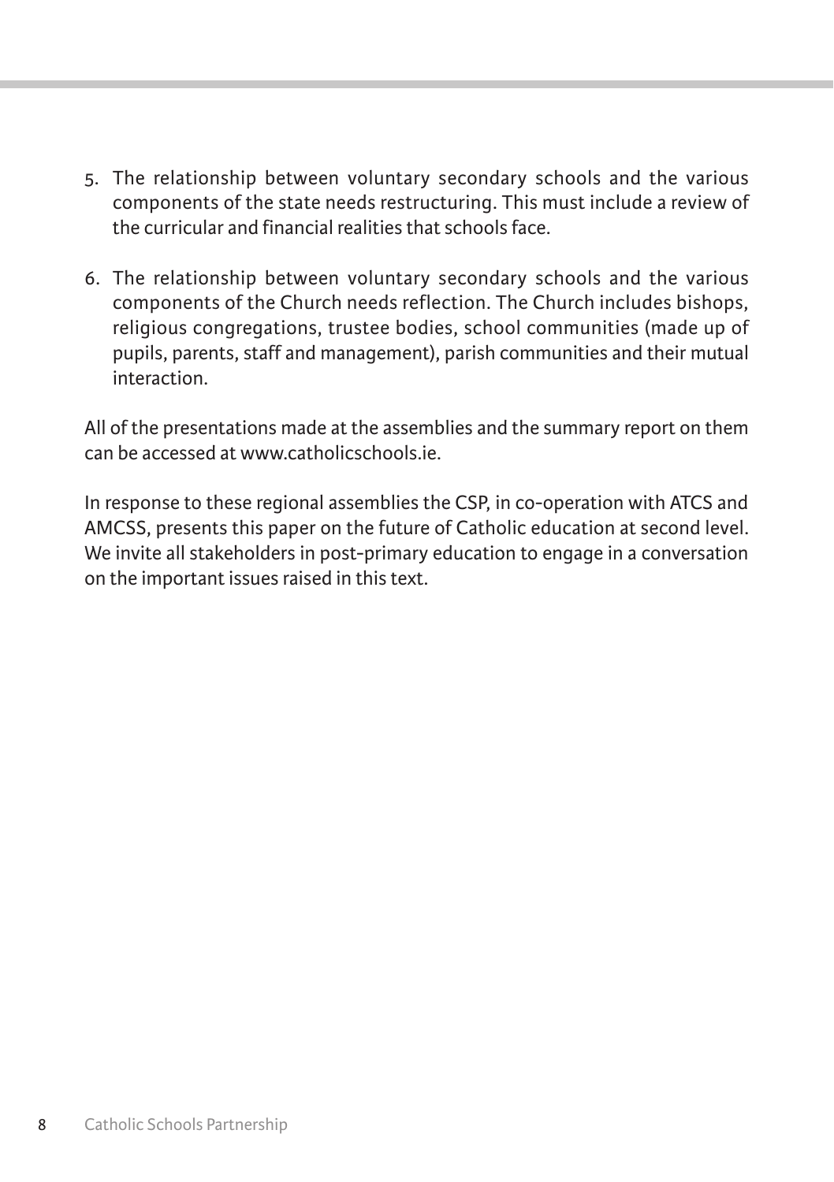5. The relationship between voluntary secondary schools and the various components of the state needs restructuring. This must include a review of the curricular and financial realities that schools face.

6. The relationship between voluntary secondary schools and the various components of the Church needs reflection. The Church includes bishops, religious congregations, trustee bodies, school communities (made up of pupils, parents, staff and management), parish communities and their mutual interaction.

All of the presentations made at the assemblies and the summary report on them can be accessed at www.catholicschools.ie.

In response to these regional assemblies the CSP, in co-operation with ATCS and AMCSS, presents this paper on the future of Catholic education at second level. We invite all stakeholders in post-primary education to engage in a conversation on the important issues raised in this text.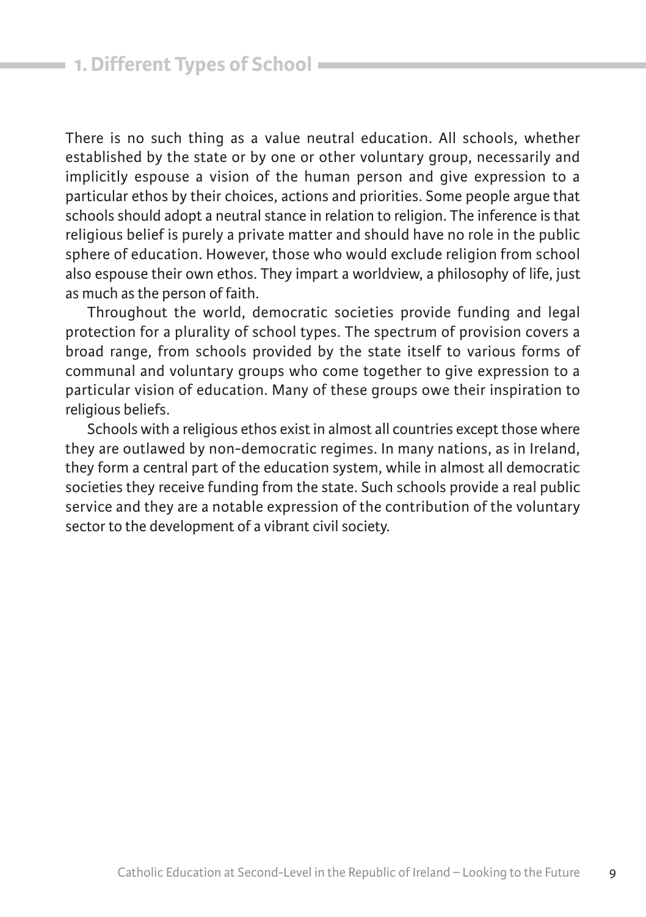# 1. Different Types of School

There is no such thing as a value neutral education. All schools, whether established by the state or by one or other voluntary group, necessarily and implicitly espouse a vision of the human person and give expression to a particular ethos by their choices, actions and priorities. Some people argue that schools should adopt a neutral stance in relation to religion. The inference is that religious belief is purely a private matter and should have no role in the public sphere of education. However, those who would exclude religion from school also espouse their own ethos. They impart a worldview, a philosophy of life, just as much as the person of faith.

Throughout the world, democratic societies provide funding and legal protection for a plurality of school types. The spectrum of provision covers a broad range, from schools provided by the state itself to various forms of communal and voluntary groups who come together to give expression to a particular vision of education. Many of these groups owe their inspiration to religious beliefs.

Schools with a religious ethos exist in almost all countries except those where they are outlawed by non-democratic regimes. In many nations, as in Ireland, they form a central part of the education system, while in almost all democratic societies they receive funding from the state. Such schools provide a real public service and they are a notable expression of the contribution of the voluntary sector to the development of a vibrant civil society.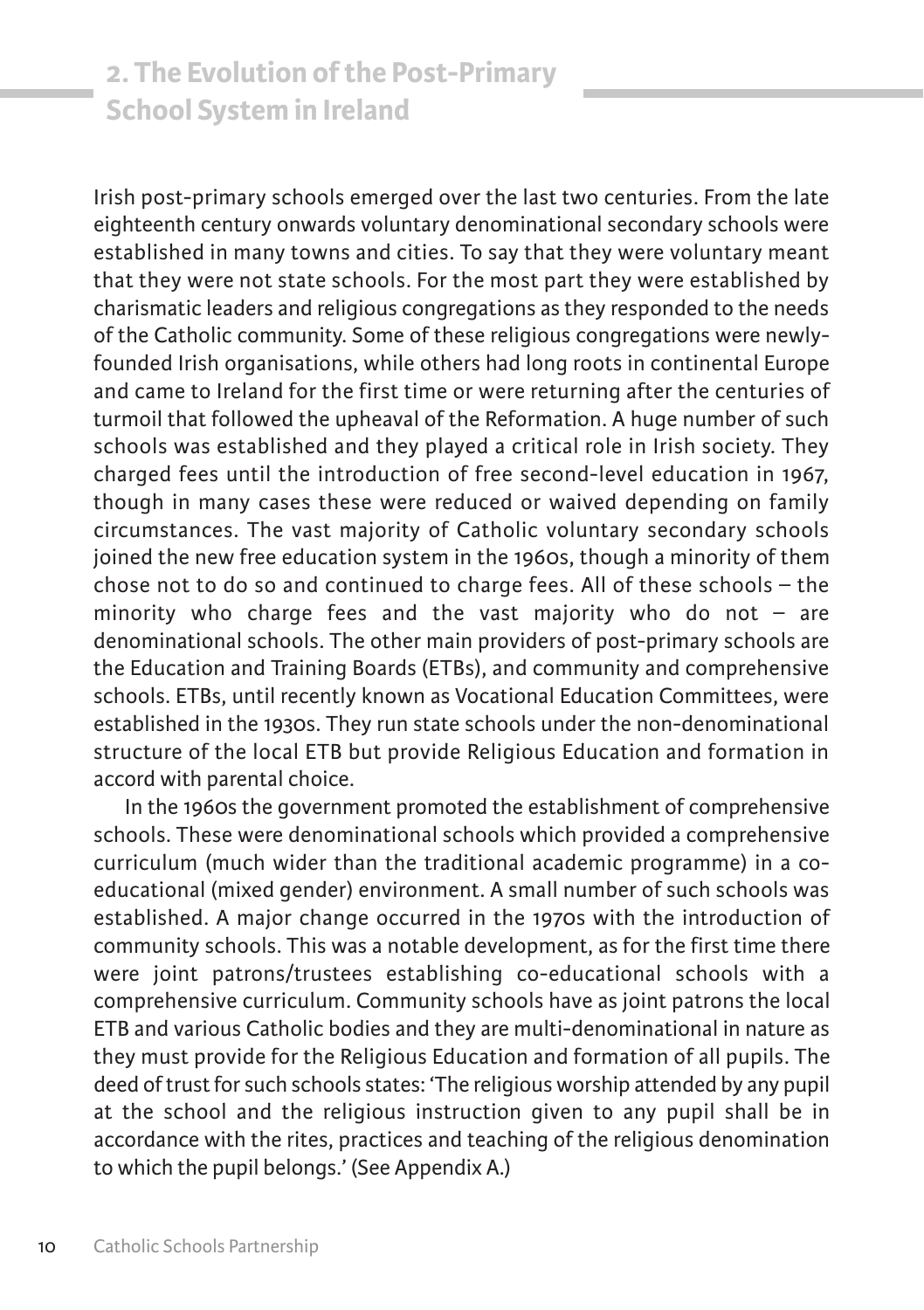## 2. The Evolution of the Post-Primary School System in Ireland

Irish post-primary schools emerged over the last two centuries. From the late eighteenth century onwards voluntary denominational secondary schools were established in many towns and cities. To say that they were voluntary meant that they were not state schools. For the most part they were established by charismatic leaders and religious congregations as they responded to the needs of the Catholic community. Some of these religious congregations were newly-founded Irish organisations, while others had long roots in continental Europe and came to Ireland for the first time or were returning after the centuries of turmoil that followed the upheaval of the Reformation. A huge number of such schools was established and they played a critical role in Irish society. They charged fees until the introduction of free second-level education in 1967, though in many cases these were reduced or waived depending on family circumstances. The vast majority of Catholic voluntary secondary schools joined the new free education system in the 1960s, though a minority of them chose not to do so and continued to charge fees. All of these schools – the minority who charge fees and the vast majority who do not – are denominational schools. The other main providers of post-primary schools are the Education and Training Boards (ETBs), and community and comprehensive schools. ETBs, until recently known as Vocational Education Committees, were established in the 1930s. They run state schools under the non-denominational structure of the local ETB but provide Religious Education and formation in accord with parental choice.

In the 1960s the government promoted the establishment of comprehensive schools. These were denominational schools which provided a comprehensive curriculum (much wider than the traditional academic programme) in a co-educational (mixed gender) environment. A small number of such schools was established. A major change occurred in the 1970s with the introduction of community schools. This was a notable development, as for the first time there were joint patrons/trustees establishing co-educational schools with a comprehensive curriculum. Community schools have as joint patrons the local ETB and various Catholic bodies and they are multi-denominational in nature as they must provide for the Religious Education and formation of all pupils. The deed of trust for such schools states: 'The religious worship attended by any pupil at the school and the religious instruction given to any pupil shall be in accordance with the rites, practices and teaching of the religious denomination to which the pupil belongs.' (See Appendix A.)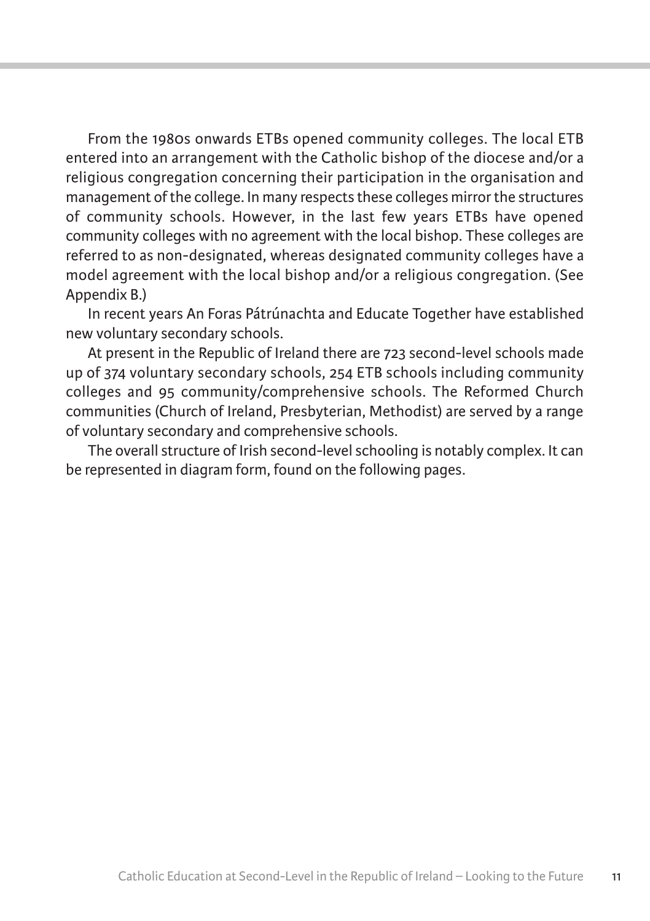From the 1980s onwards ETBs opened community colleges. The local ETB entered into an arrangement with the Catholic bishop of the diocese and/or a religious congregation concerning their participation in the organisation and management of the college. In many respects these colleges mirror the structures of community schools. However, in the last few years ETBs have opened community colleges with no agreement with the local bishop. These colleges are referred to as non-designated, whereas designated community colleges have a model agreement with the local bishop and/or a religious congregation. (See Appendix B.)

In recent years An Foras Pátrúnachta and Educate Together have established new voluntary secondary schools.

At present in the Republic of Ireland there are 723 second-level schools made up of 374 voluntary secondary schools, 254 ETB schools including community colleges and 95 community/comprehensive schools. The Reformed Church communities (Church of Ireland, Presbyterian, Methodist) are served by a range of voluntary secondary and comprehensive schools.

The overall structure of Irish second-level schooling is notably complex. It can be represented in diagram form, found on the following pages.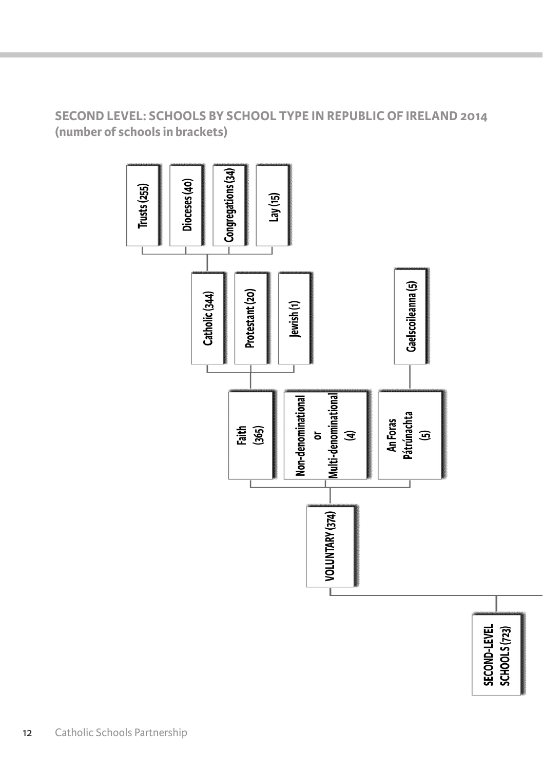## SECOND LEVEL: SCHOOLS BY SCHOOL TYPE IN REPUBLIC OF IRELAND 2014
**(number of schools in brackets)**

- SECOND-LEVEL SCHOOLS (723)
  - VOLUNTARY (374)
    - Faith (365)
      - Catholic (344)
        - Trusts (255)
        - Dioceses (40)
        - Congregations (34)
        - Lay (15)
      - Protestant (20)
      - Jewish (1)
    - Non-denominational or Multi-denominational (4)
    - An Foras Pátrúnachta (5)
      - Gaelscoileanna (5)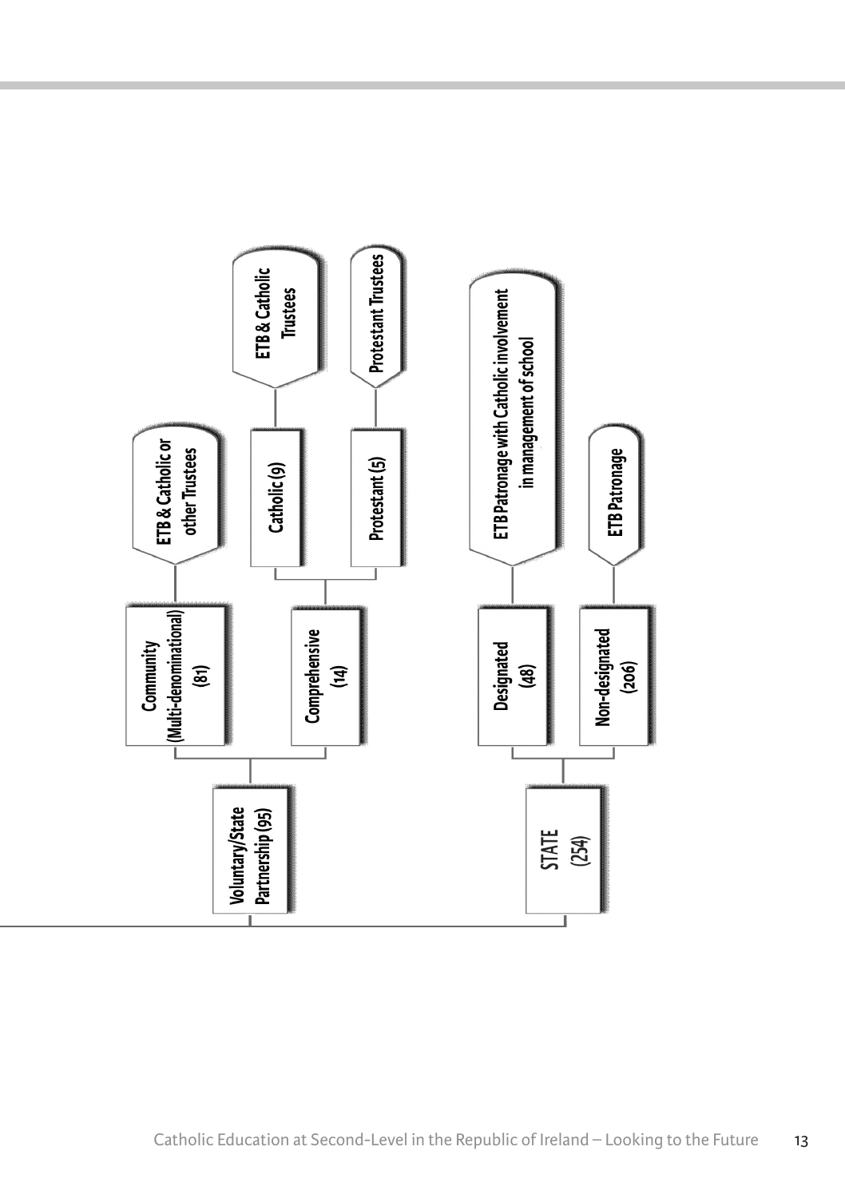- Voluntary/State Partnership (95)
  - Community (Multi-denominational) (81)
    - ETB & Catholic or other Trustees
  - Comprehensive (14)
    - Catholic (9)
      - ETB & Catholic Trustees
    - Protestant (5)
      - Protestant Trustees
- STATE (254)
  - Designated (48)
    - ETB Patronage with Catholic involvement in management of school
  - Non-designated (206)
    - ETB Patronage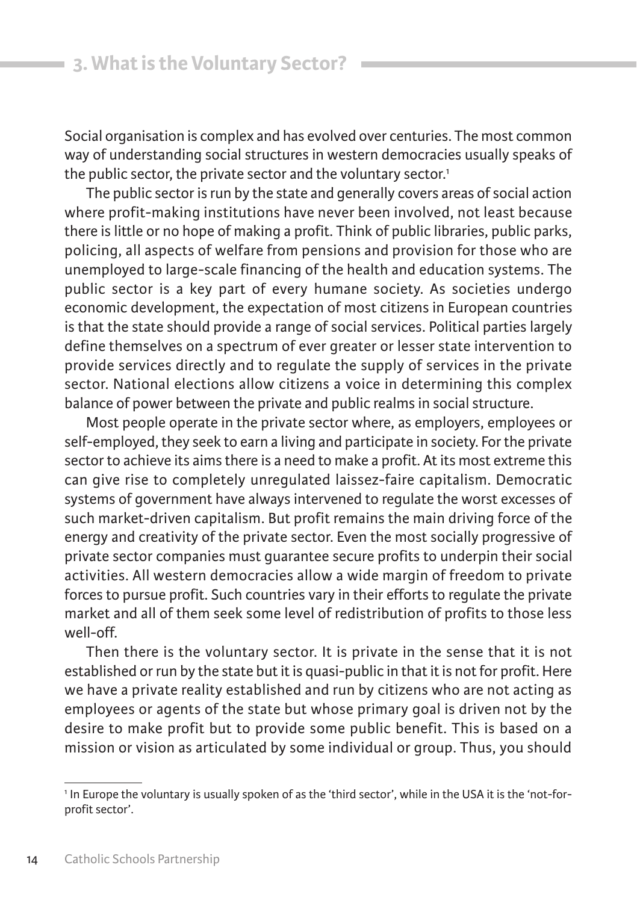## 3. What is the Voluntary Sector?

Social organisation is complex and has evolved over centuries. The most common way of understanding social structures in western democracies usually speaks of the public sector, the private sector and the voluntary sector.[1]

The public sector is run by the state and generally covers areas of social action where profit-making institutions have never been involved, not least because there is little or no hope of making a profit. Think of public libraries, public parks, policing, all aspects of welfare from pensions and provision for those who are unemployed to large-scale financing of the health and education systems. The public sector is a key part of every humane society. As societies undergo economic development, the expectation of most citizens in European countries is that the state should provide a range of social services. Political parties largely define themselves on a spectrum of ever greater or lesser state intervention to provide services directly and to regulate the supply of services in the private sector. National elections allow citizens a voice in determining this complex balance of power between the private and public realms in social structure.

Most people operate in the private sector where, as employers, employees or self-employed, they seek to earn a living and participate in society. For the private sector to achieve its aims there is a need to make a profit. At its most extreme this can give rise to completely unregulated laissez-faire capitalism. Democratic systems of government have always intervened to regulate the worst excesses of such market-driven capitalism. But profit remains the main driving force of the energy and creativity of the private sector. Even the most socially progressive of private sector companies must guarantee secure profits to underpin their social activities. All western democracies allow a wide margin of freedom to private forces to pursue profit. Such countries vary in their efforts to regulate the private market and all of them seek some level of redistribution of profits to those less well-off.

Then there is the voluntary sector. It is private in the sense that it is not established or run by the state but it is quasi-public in that it is not for profit. Here we have a private reality established and run by citizens who are not acting as employees or agents of the state but whose primary goal is driven not by the desire to make profit but to provide some public benefit. This is based on a mission or vision as articulated by some individual or group. Thus, you should

[1] In Europe the voluntary is usually spoken of as the 'third sector', while in the USA it is the 'not-for-profit sector'.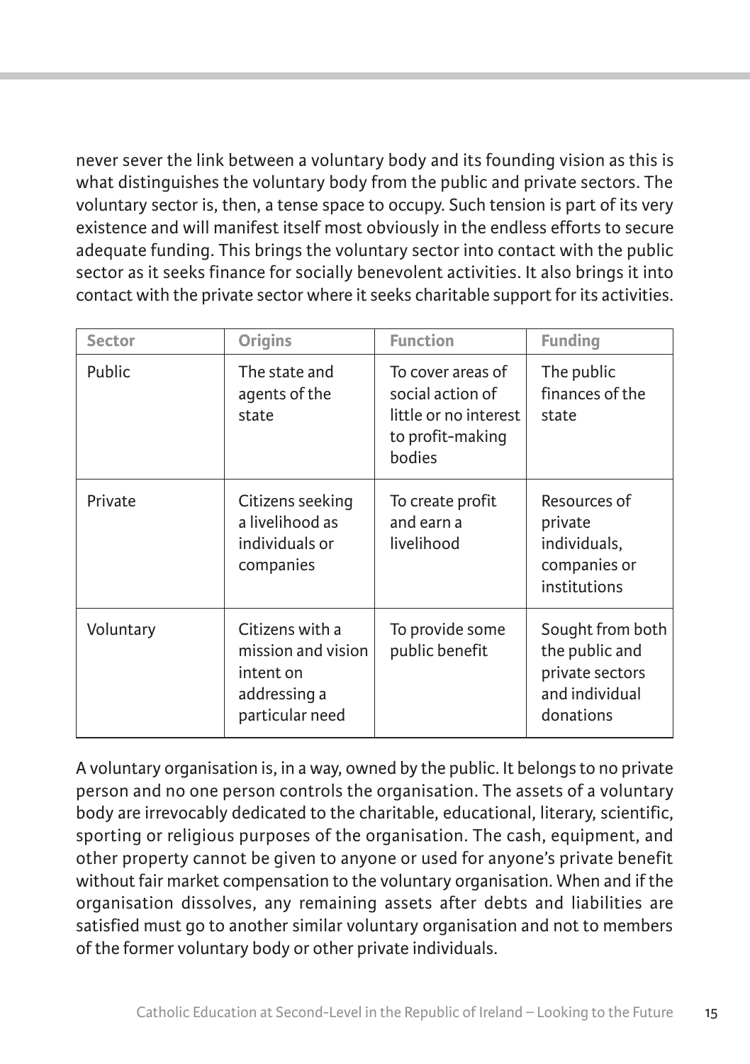never sever the link between a voluntary body and its founding vision as this is what distinguishes the voluntary body from the public and private sectors. The voluntary sector is, then, a tense space to occupy. Such tension is part of its very existence and will manifest itself most obviously in the endless efforts to secure adequate funding. This brings the voluntary sector into contact with the public sector as it seeks finance for socially benevolent activities. It also brings it into contact with the private sector where it seeks charitable support for its activities.

| Sector | Origins | Function | Funding |
|---|---|---|---|
| Public | The state and agents of the state | To cover areas of social action of little or no interest to profit-making bodies | The public finances of the state |
| Private | Citizens seeking a livelihood as individuals or companies | To create profit and earn a livelihood | Resources of private individuals, companies or institutions |
| Voluntary | Citizens with a mission and vision intent on addressing a particular need | To provide some public benefit | Sought from both the public and private sectors and individual donations |

A voluntary organisation is, in a way, owned by the public. It belongs to no private person and no one person controls the organisation. The assets of a voluntary body are irrevocably dedicated to the charitable, educational, literary, scientific, sporting or religious purposes of the organisation. The cash, equipment, and other property cannot be given to anyone or used for anyone's private benefit without fair market compensation to the voluntary organisation. When and if the organisation dissolves, any remaining assets after debts and liabilities are satisfied must go to another similar voluntary organisation and not to members of the former voluntary body or other private individuals.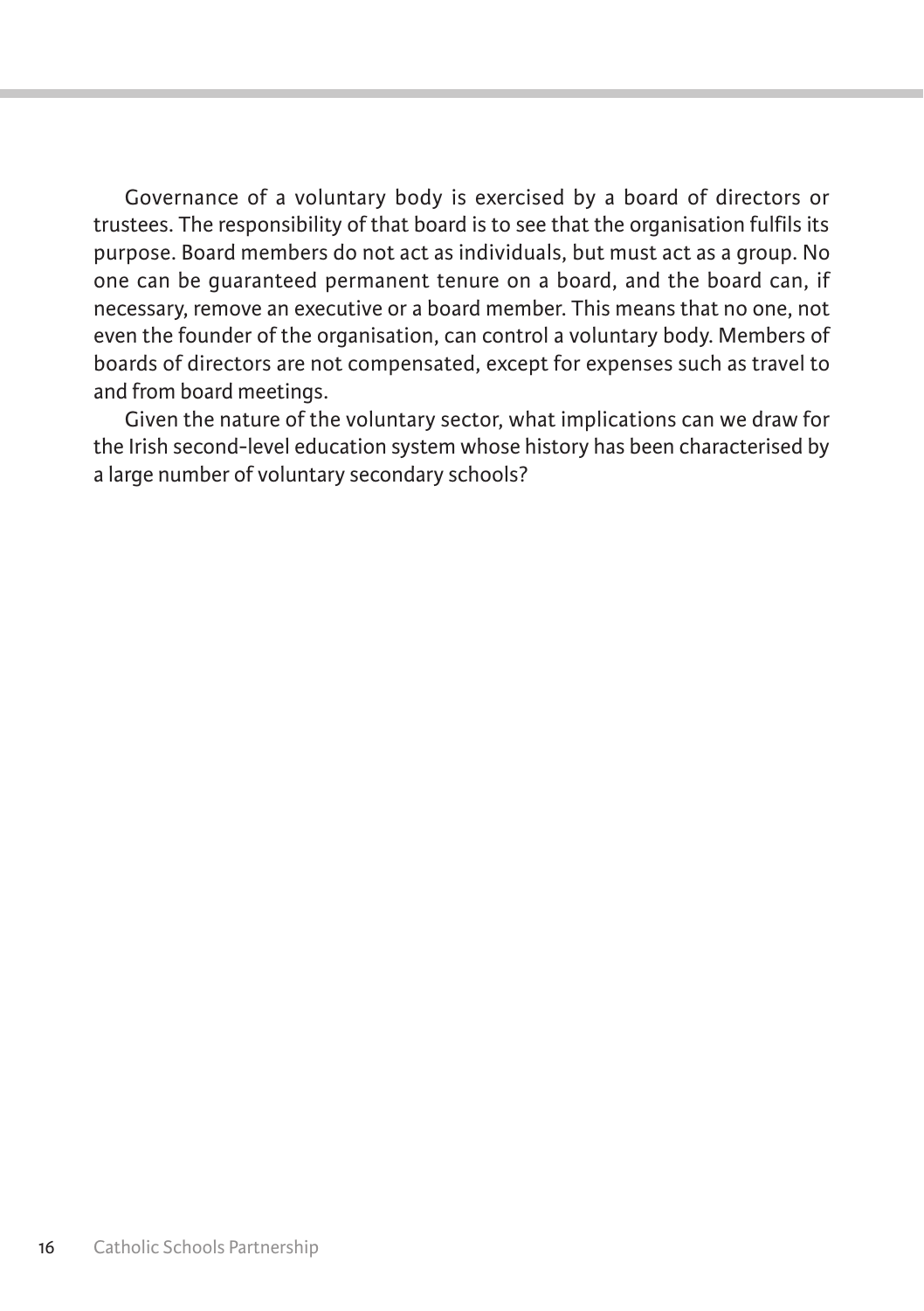Governance of a voluntary body is exercised by a board of directors or trustees. The responsibility of that board is to see that the organisation fulfils its purpose. Board members do not act as individuals, but must act as a group. No one can be guaranteed permanent tenure on a board, and the board can, if necessary, remove an executive or a board member. This means that no one, not even the founder of the organisation, can control a voluntary body. Members of boards of directors are not compensated, except for expenses such as travel to and from board meetings.

Given the nature of the voluntary sector, what implications can we draw for the Irish second-level education system whose history has been characterised by a large number of voluntary secondary schools?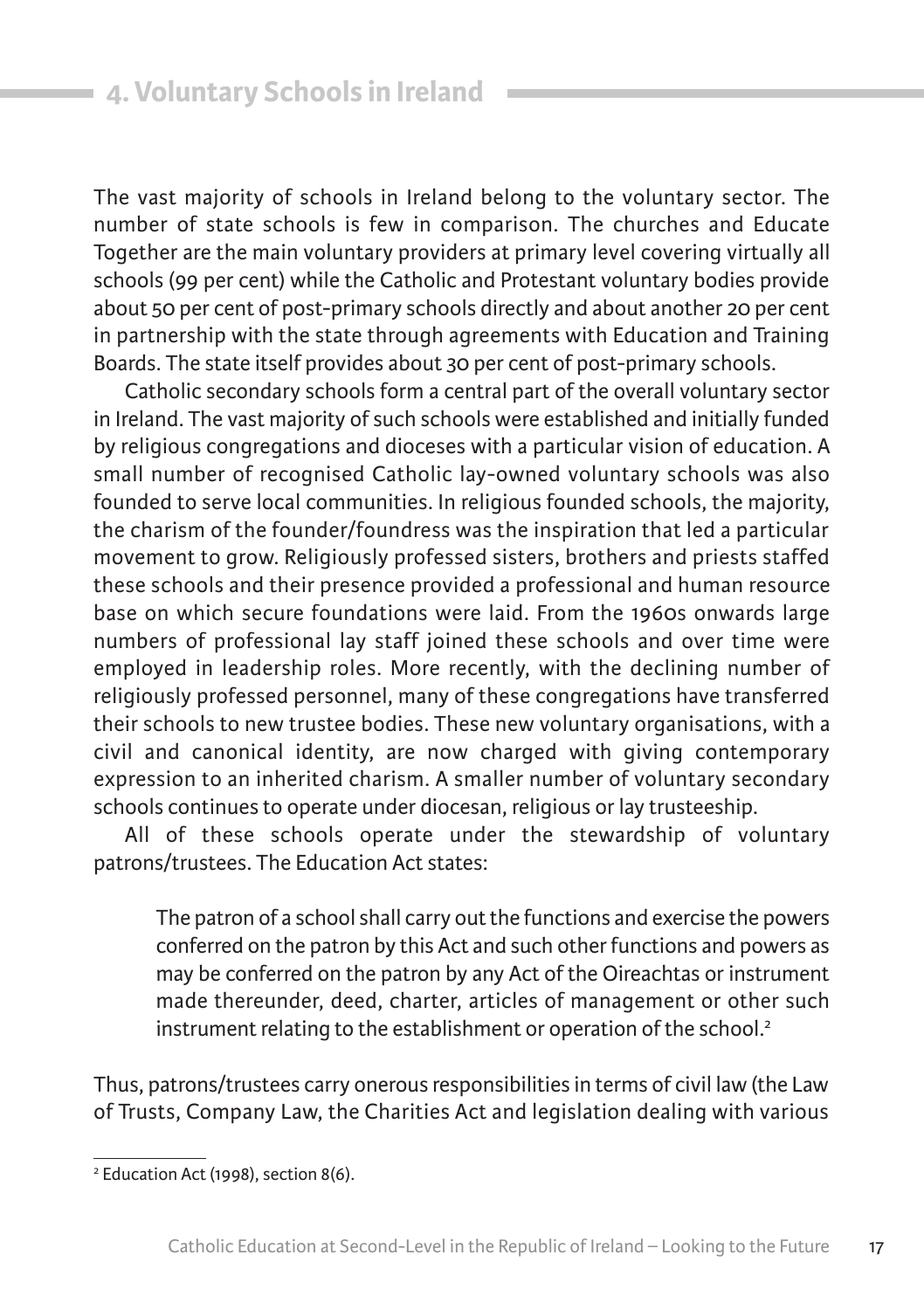## 4. Voluntary Schools in Ireland

The vast majority of schools in Ireland belong to the voluntary sector. The number of state schools is few in comparison. The churches and Educate Together are the main voluntary providers at primary level covering virtually all schools (99 per cent) while the Catholic and Protestant voluntary bodies provide about 50 per cent of post-primary schools directly and about another 20 per cent in partnership with the state through agreements with Education and Training Boards. The state itself provides about 30 per cent of post-primary schools.

Catholic secondary schools form a central part of the overall voluntary sector in Ireland. The vast majority of such schools were established and initially funded by religious congregations and dioceses with a particular vision of education. A small number of recognised Catholic lay-owned voluntary schools was also founded to serve local communities. In religious founded schools, the majority, the charism of the founder/foundress was the inspiration that led a particular movement to grow. Religiously professed sisters, brothers and priests staffed these schools and their presence provided a professional and human resource base on which secure foundations were laid. From the 1960s onwards large numbers of professional lay staff joined these schools and over time were employed in leadership roles. More recently, with the declining number of religiously professed personnel, many of these congregations have transferred their schools to new trustee bodies. These new voluntary organisations, with a civil and canonical identity, are now charged with giving contemporary expression to an inherited charism. A smaller number of voluntary secondary schools continues to operate under diocesan, religious or lay trusteeship.

All of these schools operate under the stewardship of voluntary patrons/trustees. The Education Act states:

> The patron of a school shall carry out the functions and exercise the powers conferred on the patron by this Act and such other functions and powers as may be conferred on the patron by any Act of the Oireachtas or instrument made thereunder, deed, charter, articles of management or other such instrument relating to the establishment or operation of the school.[2]

Thus, patrons/trustees carry onerous responsibilities in terms of civil law (the Law of Trusts, Company Law, the Charities Act and legislation dealing with various

---

[2] Education Act (1998), section 8(6).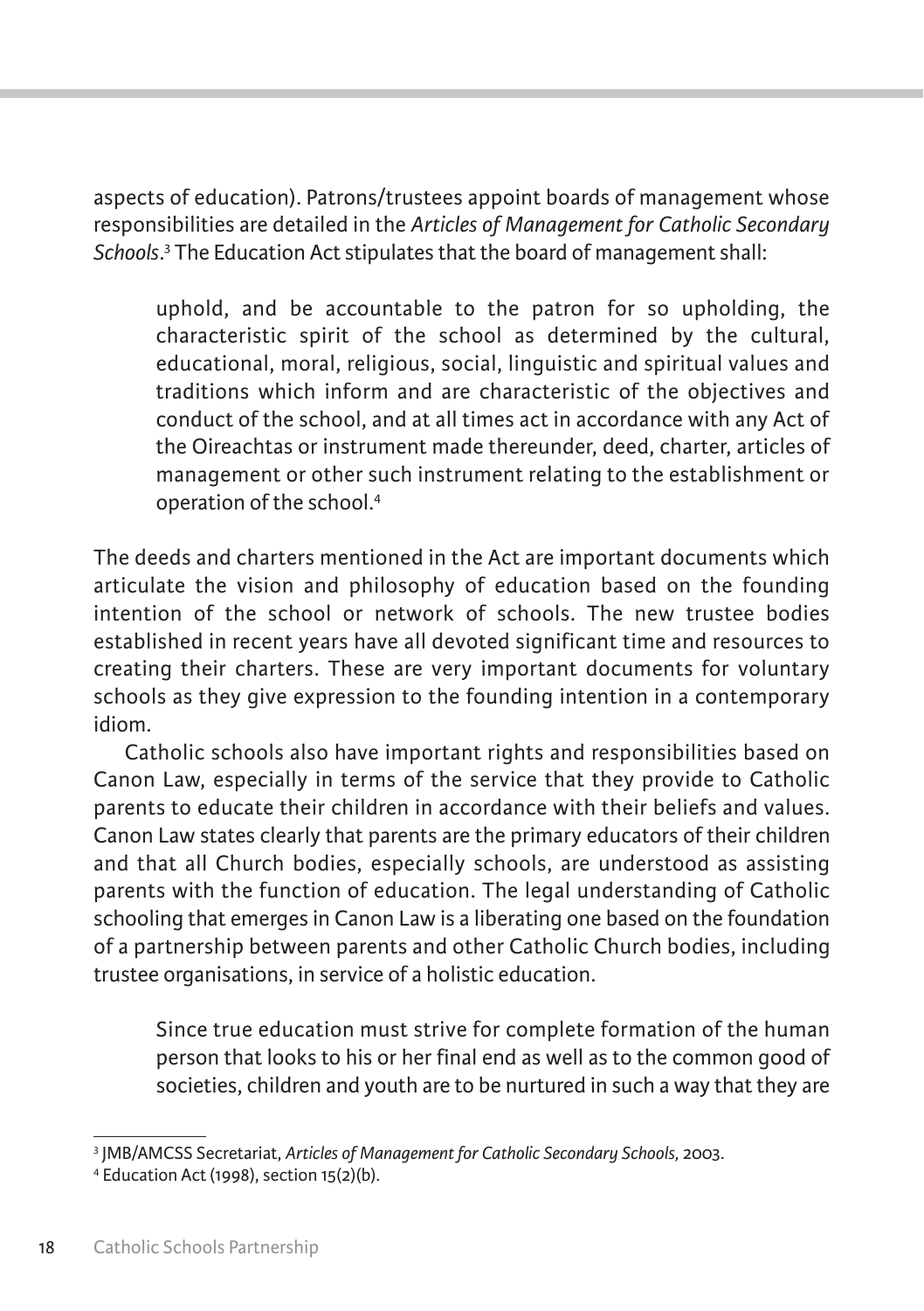aspects of education). Patrons/trustees appoint boards of management whose responsibilities are detailed in the *Articles of Management for Catholic Secondary Schools*.[3] The Education Act stipulates that the board of management shall:

> uphold, and be accountable to the patron for so upholding, the characteristic spirit of the school as determined by the cultural, educational, moral, religious, social, linguistic and spiritual values and traditions which inform and are characteristic of the objectives and conduct of the school, and at all times act in accordance with any Act of the Oireachtas or instrument made thereunder, deed, charter, articles of management or other such instrument relating to the establishment or operation of the school.[4]

The deeds and charters mentioned in the Act are important documents which articulate the vision and philosophy of education based on the founding intention of the school or network of schools. The new trustee bodies established in recent years have all devoted significant time and resources to creating their charters. These are very important documents for voluntary schools as they give expression to the founding intention in a contemporary idiom.

Catholic schools also have important rights and responsibilities based on Canon Law, especially in terms of the service that they provide to Catholic parents to educate their children in accordance with their beliefs and values. Canon Law states clearly that parents are the primary educators of their children and that all Church bodies, especially schools, are understood as assisting parents with the function of education. The legal understanding of Catholic schooling that emerges in Canon Law is a liberating one based on the foundation of a partnership between parents and other Catholic Church bodies, including trustee organisations, in service of a holistic education.

> Since true education must strive for complete formation of the human person that looks to his or her final end as well as to the common good of societies, children and youth are to be nurtured in such a way that they are

---

[3] JMB/AMCSS Secretariat, *Articles of Management for Catholic Secondary Schools*, 2003.

[4] Education Act (1998), section 15(2)(b).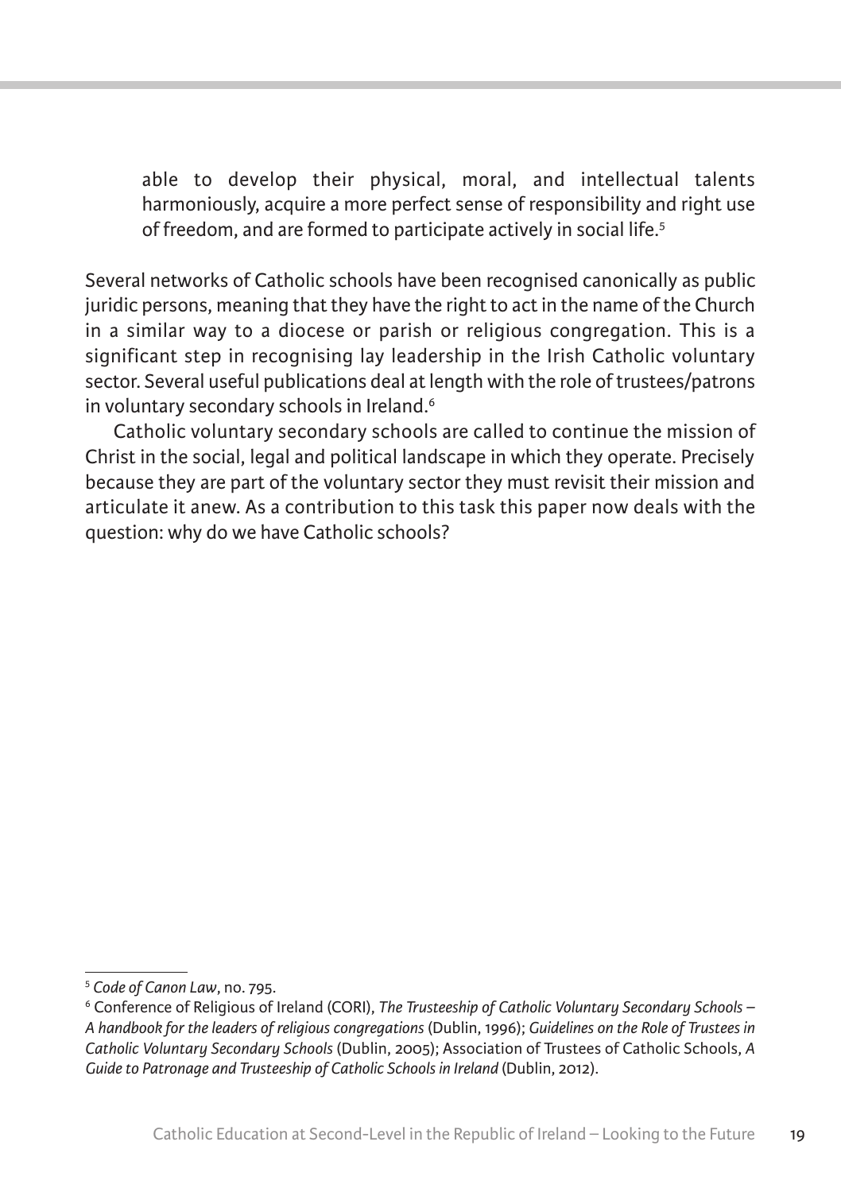> able to develop their physical, moral, and intellectual talents harmoniously, acquire a more perfect sense of responsibility and right use of freedom, and are formed to participate actively in social life.[5]

Several networks of Catholic schools have been recognised canonically as public juridic persons, meaning that they have the right to act in the name of the Church in a similar way to a diocese or parish or religious congregation. This is a significant step in recognising lay leadership in the Irish Catholic voluntary sector. Several useful publications deal at length with the role of trustees/patrons in voluntary secondary schools in Ireland.[6]

Catholic voluntary secondary schools are called to continue the mission of Christ in the social, legal and political landscape in which they operate. Precisely because they are part of the voluntary sector they must revisit their mission and articulate it anew. As a contribution to this task this paper now deals with the question: why do we have Catholic schools?

---

[5] *Code of Canon Law*, no. 795.

[6] Conference of Religious of Ireland (CORI), *The Trusteeship of Catholic Voluntary Secondary Schools – A handbook for the leaders of religious congregations* (Dublin, 1996); *Guidelines on the Role of Trustees in Catholic Voluntary Secondary Schools* (Dublin, 2005); Association of Trustees of Catholic Schools, *A Guide to Patronage and Trusteeship of Catholic Schools in Ireland* (Dublin, 2012).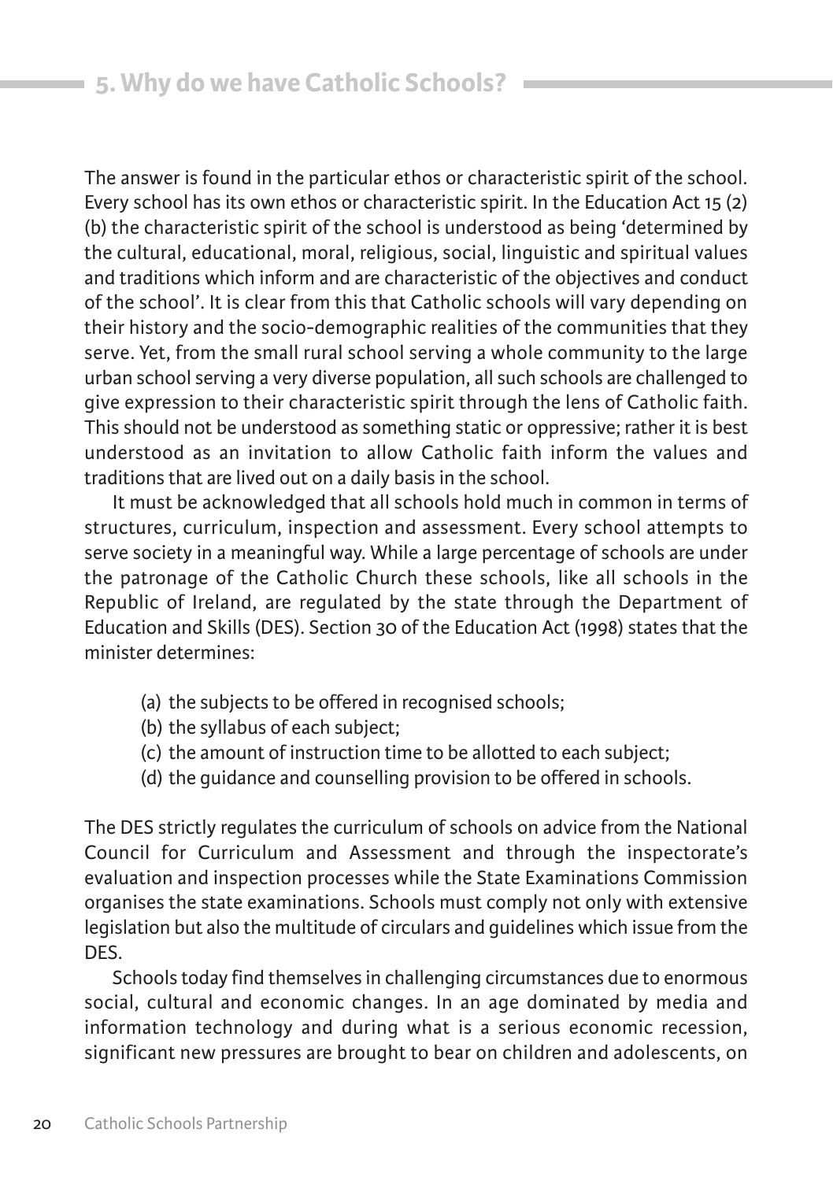## 5. Why do we have Catholic Schools?

The answer is found in the particular ethos or characteristic spirit of the school. Every school has its own ethos or characteristic spirit. In the Education Act 15 (2) (b) the characteristic spirit of the school is understood as being 'determined by the cultural, educational, moral, religious, social, linguistic and spiritual values and traditions which inform and are characteristic of the objectives and conduct of the school'. It is clear from this that Catholic schools will vary depending on their history and the socio-demographic realities of the communities that they serve. Yet, from the small rural school serving a whole community to the large urban school serving a very diverse population, all such schools are challenged to give expression to their characteristic spirit through the lens of Catholic faith. This should not be understood as something static or oppressive; rather it is best understood as an invitation to allow Catholic faith inform the values and traditions that are lived out on a daily basis in the school.

It must be acknowledged that all schools hold much in common in terms of structures, curriculum, inspection and assessment. Every school attempts to serve society in a meaningful way. While a large percentage of schools are under the patronage of the Catholic Church these schools, like all schools in the Republic of Ireland, are regulated by the state through the Department of Education and Skills (DES). Section 30 of the Education Act (1998) states that the minister determines:

(a) the subjects to be offered in recognised schools;
(b) the syllabus of each subject;
(c) the amount of instruction time to be allotted to each subject;
(d) the guidance and counselling provision to be offered in schools.

The DES strictly regulates the curriculum of schools on advice from the National Council for Curriculum and Assessment and through the inspectorate's evaluation and inspection processes while the State Examinations Commission organises the state examinations. Schools must comply not only with extensive legislation but also the multitude of circulars and guidelines which issue from the DES.

Schools today find themselves in challenging circumstances due to enormous social, cultural and economic changes. In an age dominated by media and information technology and during what is a serious economic recession, significant new pressures are brought to bear on children and adolescents, on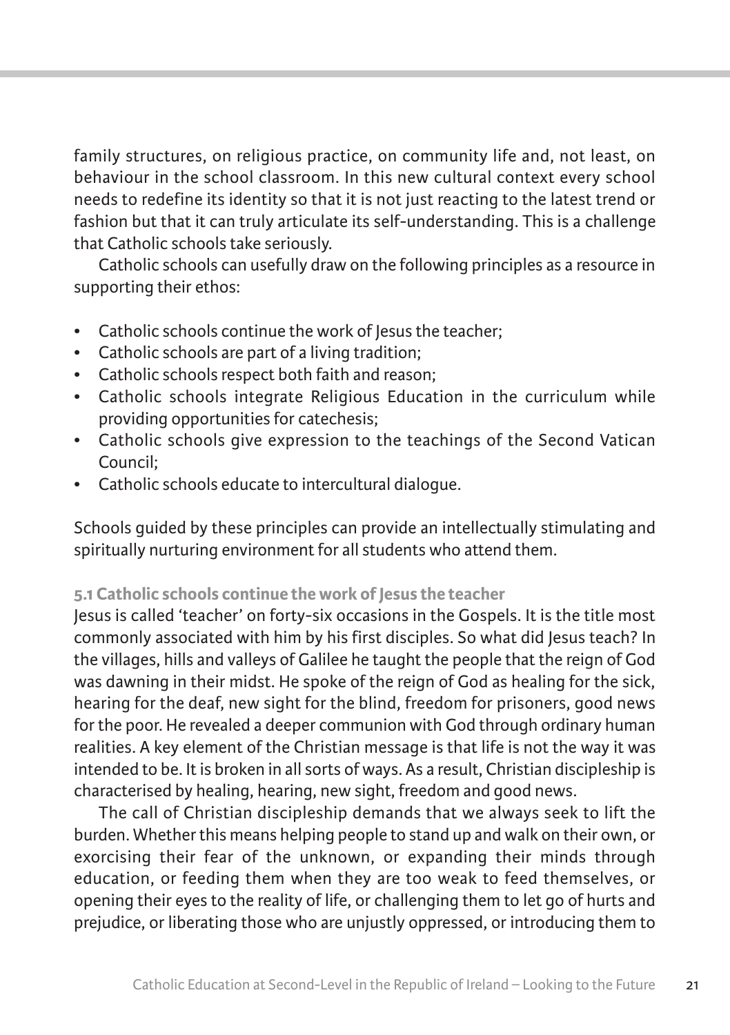family structures, on religious practice, on community life and, not least, on behaviour in the school classroom. In this new cultural context every school needs to redefine its identity so that it is not just reacting to the latest trend or fashion but that it can truly articulate its self-understanding. This is a challenge that Catholic schools take seriously.

Catholic schools can usefully draw on the following principles as a resource in supporting their ethos:

- Catholic schools continue the work of Jesus the teacher;
- Catholic schools are part of a living tradition;
- Catholic schools respect both faith and reason;
- Catholic schools integrate Religious Education in the curriculum while providing opportunities for catechesis;
- Catholic schools give expression to the teachings of the Second Vatican Council;
- Catholic schools educate to intercultural dialogue.

Schools guided by these principles can provide an intellectually stimulating and spiritually nurturing environment for all students who attend them.

### 5.1 Catholic schools continue the work of Jesus the teacher

Jesus is called 'teacher' on forty-six occasions in the Gospels. It is the title most commonly associated with him by his first disciples. So what did Jesus teach? In the villages, hills and valleys of Galilee he taught the people that the reign of God was dawning in their midst. He spoke of the reign of God as healing for the sick, hearing for the deaf, new sight for the blind, freedom for prisoners, good news for the poor. He revealed a deeper communion with God through ordinary human realities. A key element of the Christian message is that life is not the way it was intended to be. It is broken in all sorts of ways. As a result, Christian discipleship is characterised by healing, hearing, new sight, freedom and good news.

The call of Christian discipleship demands that we always seek to lift the burden. Whether this means helping people to stand up and walk on their own, or exorcising their fear of the unknown, or expanding their minds through education, or feeding them when they are too weak to feed themselves, or opening their eyes to the reality of life, or challenging them to let go of hurts and prejudice, or liberating those who are unjustly oppressed, or introducing them to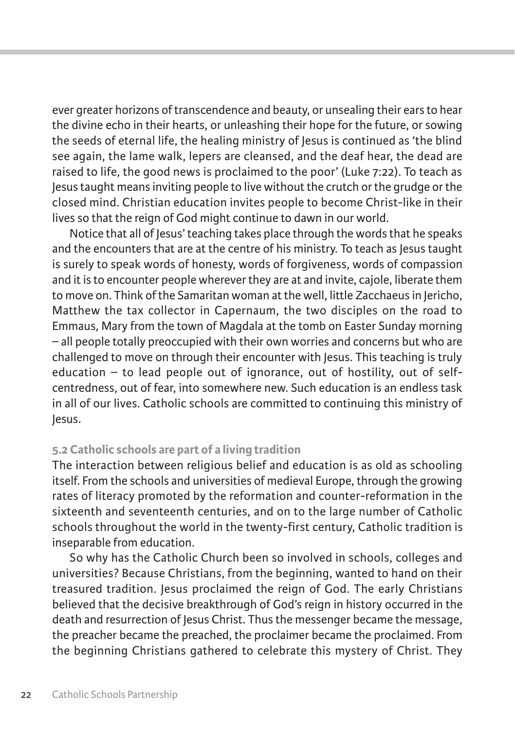ever greater horizons of transcendence and beauty, or unsealing their ears to hear the divine echo in their hearts, or unleashing their hope for the future, or sowing the seeds of eternal life, the healing ministry of Jesus is continued as 'the blind see again, the lame walk, lepers are cleansed, and the deaf hear, the dead are raised to life, the good news is proclaimed to the poor' (Luke 7:22). To teach as Jesus taught means inviting people to live without the crutch or the grudge or the closed mind. Christian education invites people to become Christ-like in their lives so that the reign of God might continue to dawn in our world.

Notice that all of Jesus' teaching takes place through the words that he speaks and the encounters that are at the centre of his ministry. To teach as Jesus taught is surely to speak words of honesty, words of forgiveness, words of compassion and it is to encounter people wherever they are at and invite, cajole, liberate them to move on. Think of the Samaritan woman at the well, little Zacchaeus in Jericho, Matthew the tax collector in Capernaum, the two disciples on the road to Emmaus, Mary from the town of Magdala at the tomb on Easter Sunday morning – all people totally preoccupied with their own worries and concerns but who are challenged to move on through their encounter with Jesus. This teaching is truly education – to lead people out of ignorance, out of hostility, out of self-centredness, out of fear, into somewhere new. Such education is an endless task in all of our lives. Catholic schools are committed to continuing this ministry of Jesus.

### 5.2 Catholic schools are part of a living tradition

The interaction between religious belief and education is as old as schooling itself. From the schools and universities of medieval Europe, through the growing rates of literacy promoted by the reformation and counter-reformation in the sixteenth and seventeenth centuries, and on to the large number of Catholic schools throughout the world in the twenty-first century, Catholic tradition is inseparable from education.

So why has the Catholic Church been so involved in schools, colleges and universities? Because Christians, from the beginning, wanted to hand on their treasured tradition. Jesus proclaimed the reign of God. The early Christians believed that the decisive breakthrough of God's reign in history occurred in the death and resurrection of Jesus Christ. Thus the messenger became the message, the preacher became the preached, the proclaimer became the proclaimed. From the beginning Christians gathered to celebrate this mystery of Christ. They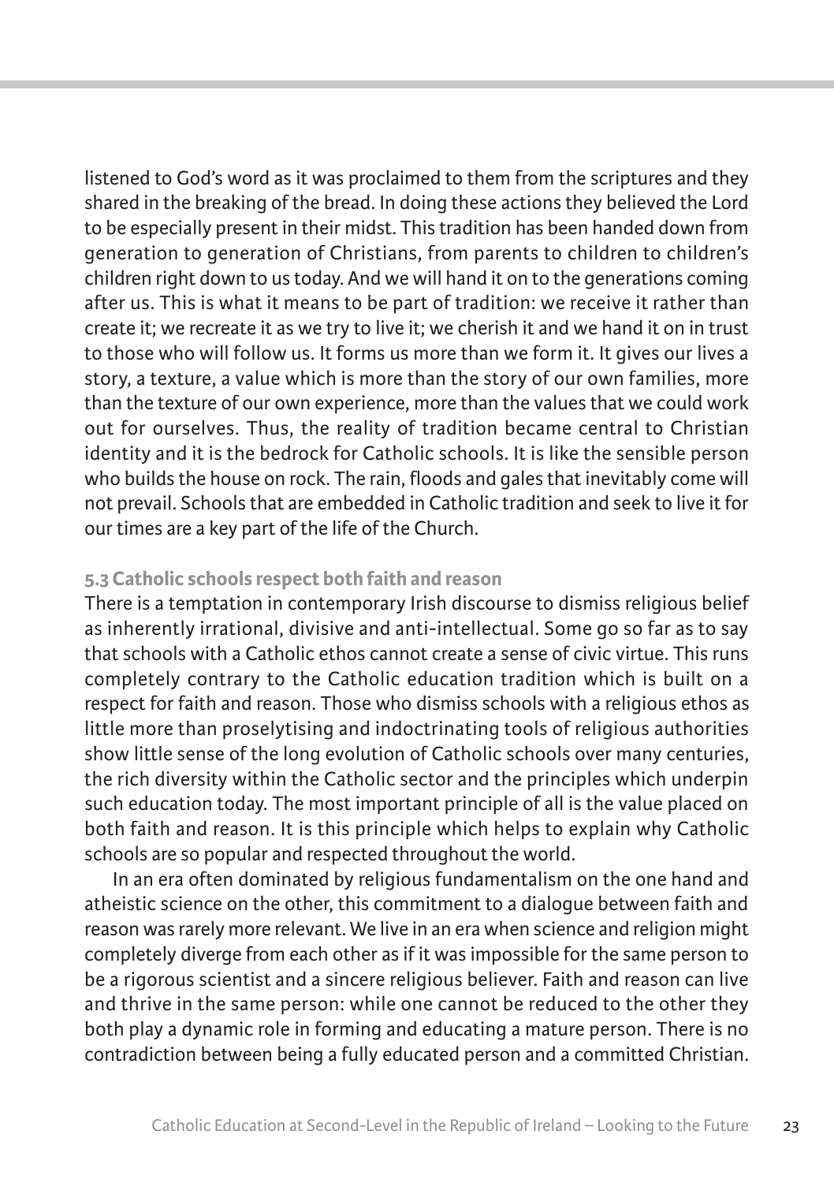listened to God's word as it was proclaimed to them from the scriptures and they shared in the breaking of the bread. In doing these actions they believed the Lord to be especially present in their midst. This tradition has been handed down from generation to generation of Christians, from parents to children to children's children right down to us today. And we will hand it on to the generations coming after us. This is what it means to be part of tradition: we receive it rather than create it; we recreate it as we try to live it; we cherish it and we hand it on in trust to those who will follow us. It forms us more than we form it. It gives our lives a story, a texture, a value which is more than the story of our own families, more than the texture of our own experience, more than the values that we could work out for ourselves. Thus, the reality of tradition became central to Christian identity and it is the bedrock for Catholic schools. It is like the sensible person who builds the house on rock. The rain, floods and gales that inevitably come will not prevail. Schools that are embedded in Catholic tradition and seek to live it for our times are a key part of the life of the Church.

### 5.3 Catholic schools respect both faith and reason

There is a temptation in contemporary Irish discourse to dismiss religious belief as inherently irrational, divisive and anti-intellectual. Some go so far as to say that schools with a Catholic ethos cannot create a sense of civic virtue. This runs completely contrary to the Catholic education tradition which is built on a respect for faith and reason. Those who dismiss schools with a religious ethos as little more than proselytising and indoctrinating tools of religious authorities show little sense of the long evolution of Catholic schools over many centuries, the rich diversity within the Catholic sector and the principles which underpin such education today. The most important principle of all is the value placed on both faith and reason. It is this principle which helps to explain why Catholic schools are so popular and respected throughout the world.

In an era often dominated by religious fundamentalism on the one hand and atheistic science on the other, this commitment to a dialogue between faith and reason was rarely more relevant. We live in an era when science and religion might completely diverge from each other as if it was impossible for the same person to be a rigorous scientist and a sincere religious believer. Faith and reason can live and thrive in the same person: while one cannot be reduced to the other they both play a dynamic role in forming and educating a mature person. There is no contradiction between being a fully educated person and a committed Christian.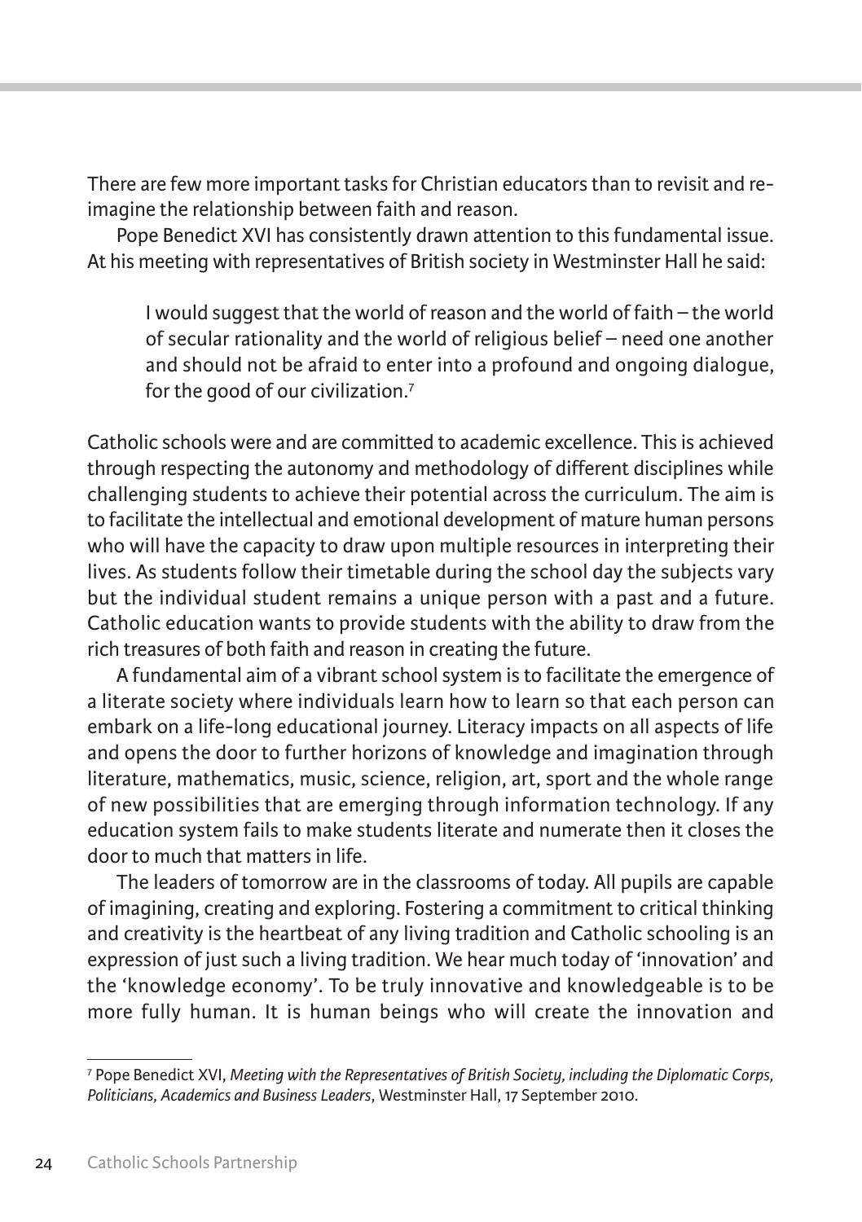There are few more important tasks for Christian educators than to revisit and re-imagine the relationship between faith and reason.

Pope Benedict XVI has consistently drawn attention to this fundamental issue. At his meeting with representatives of British society in Westminster Hall he said:

> I would suggest that the world of reason and the world of faith – the world of secular rationality and the world of religious belief – need one another and should not be afraid to enter into a profound and ongoing dialogue, for the good of our civilization.[7]

Catholic schools were and are committed to academic excellence. This is achieved through respecting the autonomy and methodology of different disciplines while challenging students to achieve their potential across the curriculum. The aim is to facilitate the intellectual and emotional development of mature human persons who will have the capacity to draw upon multiple resources in interpreting their lives. As students follow their timetable during the school day the subjects vary but the individual student remains a unique person with a past and a future. Catholic education wants to provide students with the ability to draw from the rich treasures of both faith and reason in creating the future.

A fundamental aim of a vibrant school system is to facilitate the emergence of a literate society where individuals learn how to learn so that each person can embark on a life-long educational journey. Literacy impacts on all aspects of life and opens the door to further horizons of knowledge and imagination through literature, mathematics, music, science, religion, art, sport and the whole range of new possibilities that are emerging through information technology. If any education system fails to make students literate and numerate then it closes the door to much that matters in life.

The leaders of tomorrow are in the classrooms of today. All pupils are capable of imagining, creating and exploring. Fostering a commitment to critical thinking and creativity is the heartbeat of any living tradition and Catholic schooling is an expression of just such a living tradition. We hear much today of 'innovation' and the 'knowledge economy'. To be truly innovative and knowledgeable is to be more fully human. It is human beings who will create the innovation and

---

[7] Pope Benedict XVI, *Meeting with the Representatives of British Society, including the Diplomatic Corps, Politicians, Academics and Business Leaders*, Westminster Hall, 17 September 2010.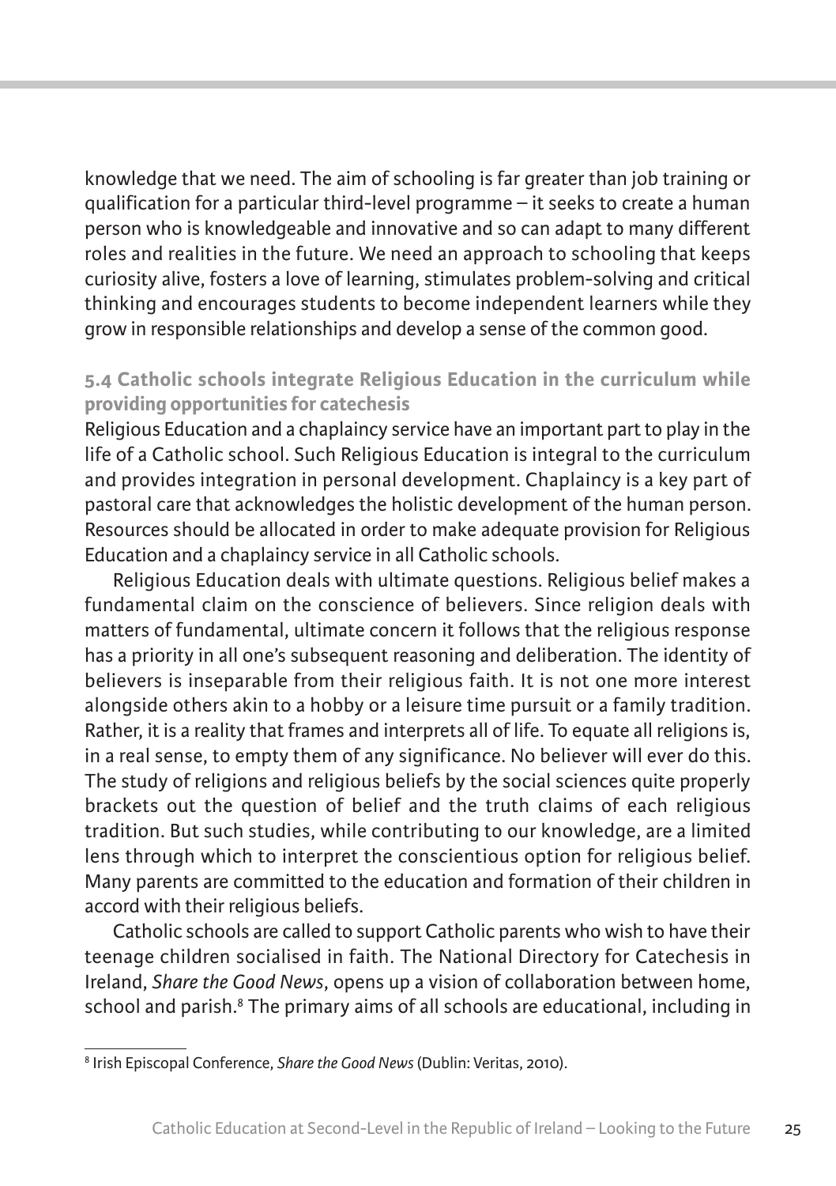knowledge that we need. The aim of schooling is far greater than job training or qualification for a particular third-level programme – it seeks to create a human person who is knowledgeable and innovative and so can adapt to many different roles and realities in the future. We need an approach to schooling that keeps curiosity alive, fosters a love of learning, stimulates problem-solving and critical thinking and encourages students to become independent learners while they grow in responsible relationships and develop a sense of the common good.

### 5.4 Catholic schools integrate Religious Education in the curriculum while providing opportunities for catechesis

Religious Education and a chaplaincy service have an important part to play in the life of a Catholic school. Such Religious Education is integral to the curriculum and provides integration in personal development. Chaplaincy is a key part of pastoral care that acknowledges the holistic development of the human person. Resources should be allocated in order to make adequate provision for Religious Education and a chaplaincy service in all Catholic schools.

Religious Education deals with ultimate questions. Religious belief makes a fundamental claim on the conscience of believers. Since religion deals with matters of fundamental, ultimate concern it follows that the religious response has a priority in all one's subsequent reasoning and deliberation. The identity of believers is inseparable from their religious faith. It is not one more interest alongside others akin to a hobby or a leisure time pursuit or a family tradition. Rather, it is a reality that frames and interprets all of life. To equate all religions is, in a real sense, to empty them of any significance. No believer will ever do this. The study of religions and religious beliefs by the social sciences quite properly brackets out the question of belief and the truth claims of each religious tradition. But such studies, while contributing to our knowledge, are a limited lens through which to interpret the conscientious option for religious belief. Many parents are committed to the education and formation of their children in accord with their religious beliefs.

Catholic schools are called to support Catholic parents who wish to have their teenage children socialised in faith. The National Directory for Catechesis in Ireland, *Share the Good News*, opens up a vision of collaboration between home, school and parish.[8] The primary aims of all schools are educational, including in

[8] Irish Episcopal Conference, *Share the Good News* (Dublin: Veritas, 2010).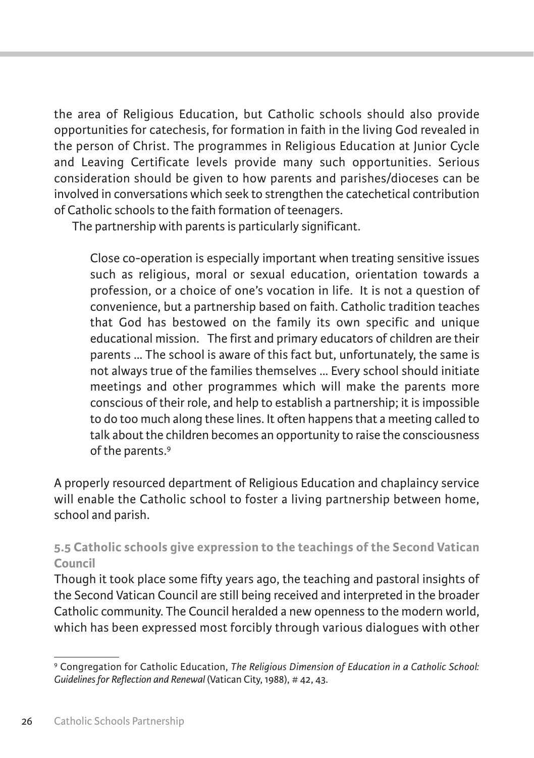the area of Religious Education, but Catholic schools should also provide opportunities for catechesis, for formation in faith in the living God revealed in the person of Christ. The programmes in Religious Education at Junior Cycle and Leaving Certificate levels provide many such opportunities. Serious consideration should be given to how parents and parishes/dioceses can be involved in conversations which seek to strengthen the catechetical contribution of Catholic schools to the faith formation of teenagers.

The partnership with parents is particularly significant.

> Close co-operation is especially important when treating sensitive issues such as religious, moral or sexual education, orientation towards a profession, or a choice of one's vocation in life. It is not a question of convenience, but a partnership based on faith. Catholic tradition teaches that God has bestowed on the family its own specific and unique educational mission. The first and primary educators of children are their parents … The school is aware of this fact but, unfortunately, the same is not always true of the families themselves … Every school should initiate meetings and other programmes which will make the parents more conscious of their role, and help to establish a partnership; it is impossible to do too much along these lines. It often happens that a meeting called to talk about the children becomes an opportunity to raise the consciousness of the parents.[9]

A properly resourced department of Religious Education and chaplaincy service will enable the Catholic school to foster a living partnership between home, school and parish.

### 5.5 Catholic schools give expression to the teachings of the Second Vatican Council

Though it took place some fifty years ago, the teaching and pastoral insights of the Second Vatican Council are still being received and interpreted in the broader Catholic community. The Council heralded a new openness to the modern world, which has been expressed most forcibly through various dialogues with other

---

[9] Congregation for Catholic Education, *The Religious Dimension of Education in a Catholic School: Guidelines for Reflection and Renewal* (Vatican City, 1988), # 42, 43.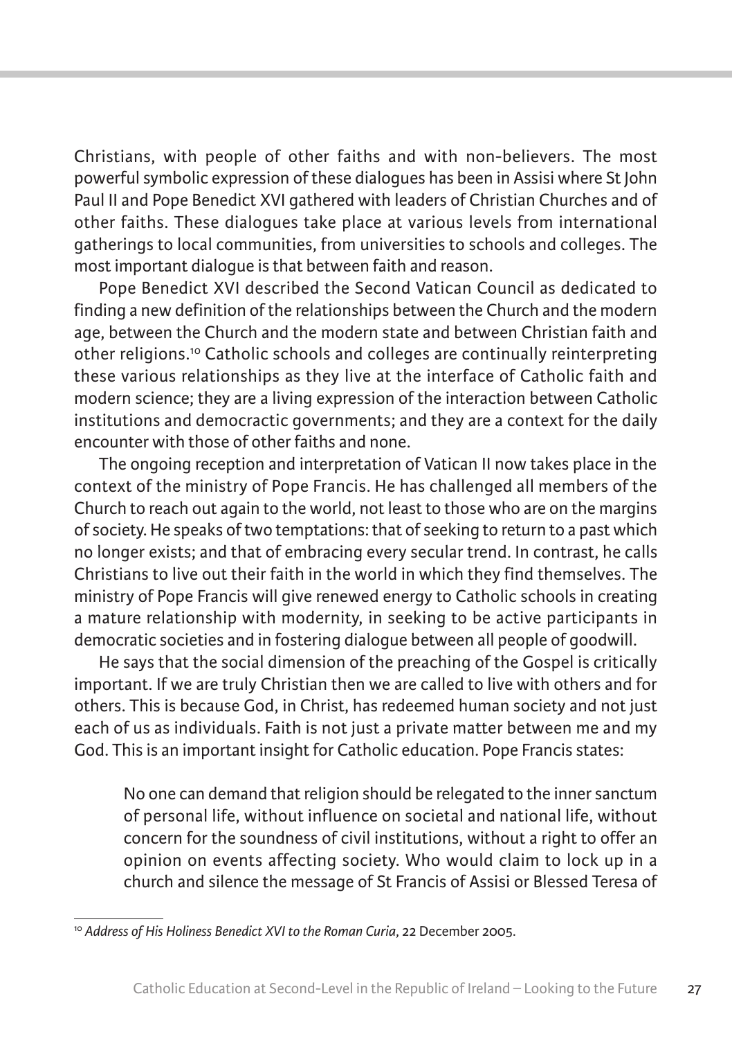Christians, with people of other faiths and with non-believers. The most powerful symbolic expression of these dialogues has been in Assisi where St John Paul II and Pope Benedict XVI gathered with leaders of Christian Churches and of other faiths. These dialogues take place at various levels from international gatherings to local communities, from universities to schools and colleges. The most important dialogue is that between faith and reason.

Pope Benedict XVI described the Second Vatican Council as dedicated to finding a new definition of the relationships between the Church and the modern age, between the Church and the modern state and between Christian faith and other religions.[10] Catholic schools and colleges are continually reinterpreting these various relationships as they live at the interface of Catholic faith and modern science; they are a living expression of the interaction between Catholic institutions and democractic governments; and they are a context for the daily encounter with those of other faiths and none.

The ongoing reception and interpretation of Vatican II now takes place in the context of the ministry of Pope Francis. He has challenged all members of the Church to reach out again to the world, not least to those who are on the margins of society. He speaks of two temptations: that of seeking to return to a past which no longer exists; and that of embracing every secular trend. In contrast, he calls Christians to live out their faith in the world in which they find themselves. The ministry of Pope Francis will give renewed energy to Catholic schools in creating a mature relationship with modernity, in seeking to be active participants in democratic societies and in fostering dialogue between all people of goodwill.

He says that the social dimension of the preaching of the Gospel is critically important. If we are truly Christian then we are called to live with others and for others. This is because God, in Christ, has redeemed human society and not just each of us as individuals. Faith is not just a private matter between me and my God. This is an important insight for Catholic education. Pope Francis states:

> No one can demand that religion should be relegated to the inner sanctum of personal life, without influence on societal and national life, without concern for the soundness of civil institutions, without a right to offer an opinion on events affecting society. Who would claim to lock up in a church and silence the message of St Francis of Assisi or Blessed Teresa of

---

[10] *Address of His Holiness Benedict XVI to the Roman Curia*, 22 December 2005.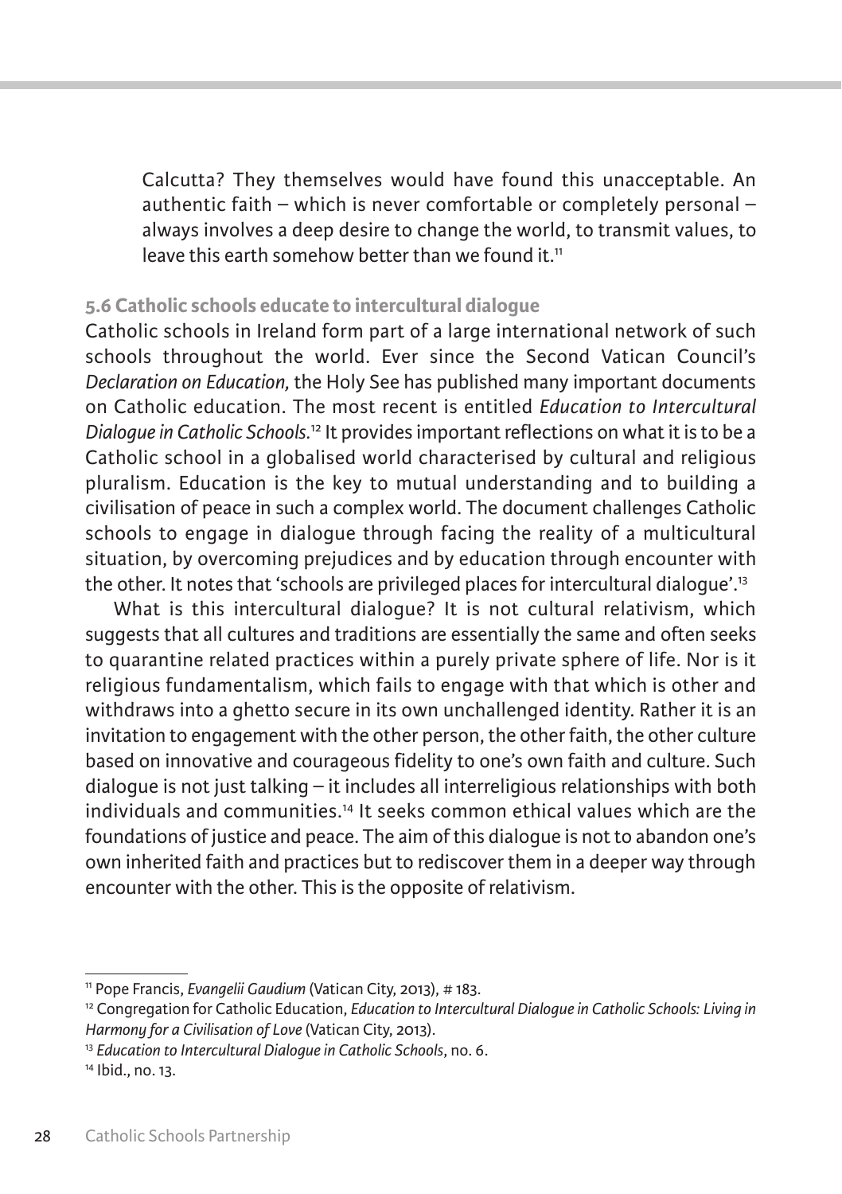Calcutta? They themselves would have found this unacceptable. An authentic faith – which is never comfortable or completely personal – always involves a deep desire to change the world, to transmit values, to leave this earth somehow better than we found it.[11]

### 5.6 Catholic schools educate to intercultural dialogue

Catholic schools in Ireland form part of a large international network of such schools throughout the world. Ever since the Second Vatican Council's *Declaration on Education,* the Holy See has published many important documents on Catholic education. The most recent is entitled *Education to Intercultural Dialogue in Catholic Schools*.[12] It provides important reflections on what it is to be a Catholic school in a globalised world characterised by cultural and religious pluralism. Education is the key to mutual understanding and to building a civilisation of peace in such a complex world. The document challenges Catholic schools to engage in dialogue through facing the reality of a multicultural situation, by overcoming prejudices and by education through encounter with the other. It notes that 'schools are privileged places for intercultural dialogue'.[13]

What is this intercultural dialogue? It is not cultural relativism, which suggests that all cultures and traditions are essentially the same and often seeks to quarantine related practices within a purely private sphere of life. Nor is it religious fundamentalism, which fails to engage with that which is other and withdraws into a ghetto secure in its own unchallenged identity. Rather it is an invitation to engagement with the other person, the other faith, the other culture based on innovative and courageous fidelity to one's own faith and culture. Such dialogue is not just talking – it includes all interreligious relationships with both individuals and communities.[14] It seeks common ethical values which are the foundations of justice and peace. The aim of this dialogue is not to abandon one's own inherited faith and practices but to rediscover them in a deeper way through encounter with the other. This is the opposite of relativism.

---

[11] Pope Francis, *Evangelii Gaudium* (Vatican City, 2013), # 183.

[12] Congregation for Catholic Education, *Education to Intercultural Dialogue in Catholic Schools: Living in Harmony for a Civilisation of Love* (Vatican City, 2013).

[13] *Education to Intercultural Dialogue in Catholic Schools*, no. 6.

[14] Ibid., no. 13.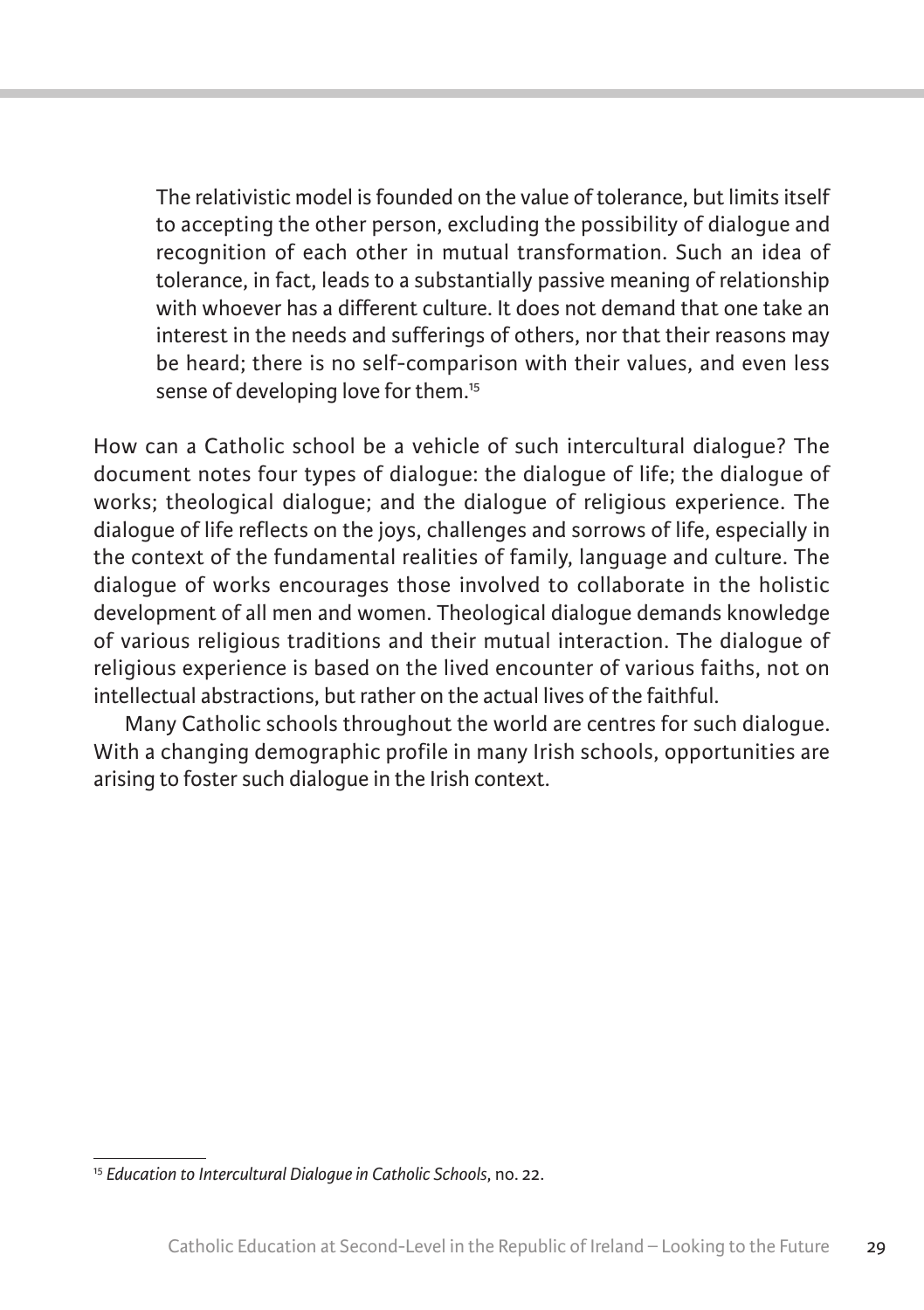> The relativistic model is founded on the value of tolerance, but limits itself to accepting the other person, excluding the possibility of dialogue and recognition of each other in mutual transformation. Such an idea of tolerance, in fact, leads to a substantially passive meaning of relationship with whoever has a different culture. It does not demand that one take an interest in the needs and sufferings of others, nor that their reasons may be heard; there is no self-comparison with their values, and even less sense of developing love for them.[15]

How can a Catholic school be a vehicle of such intercultural dialogue? The document notes four types of dialogue: the dialogue of life; the dialogue of works; theological dialogue; and the dialogue of religious experience. The dialogue of life reflects on the joys, challenges and sorrows of life, especially in the context of the fundamental realities of family, language and culture. The dialogue of works encourages those involved to collaborate in the holistic development of all men and women. Theological dialogue demands knowledge of various religious traditions and their mutual interaction. The dialogue of religious experience is based on the lived encounter of various faiths, not on intellectual abstractions, but rather on the actual lives of the faithful.

Many Catholic schools throughout the world are centres for such dialogue. With a changing demographic profile in many Irish schools, opportunities are arising to foster such dialogue in the Irish context.

---

[15] *Education to Intercultural Dialogue in Catholic Schools*, no. 22.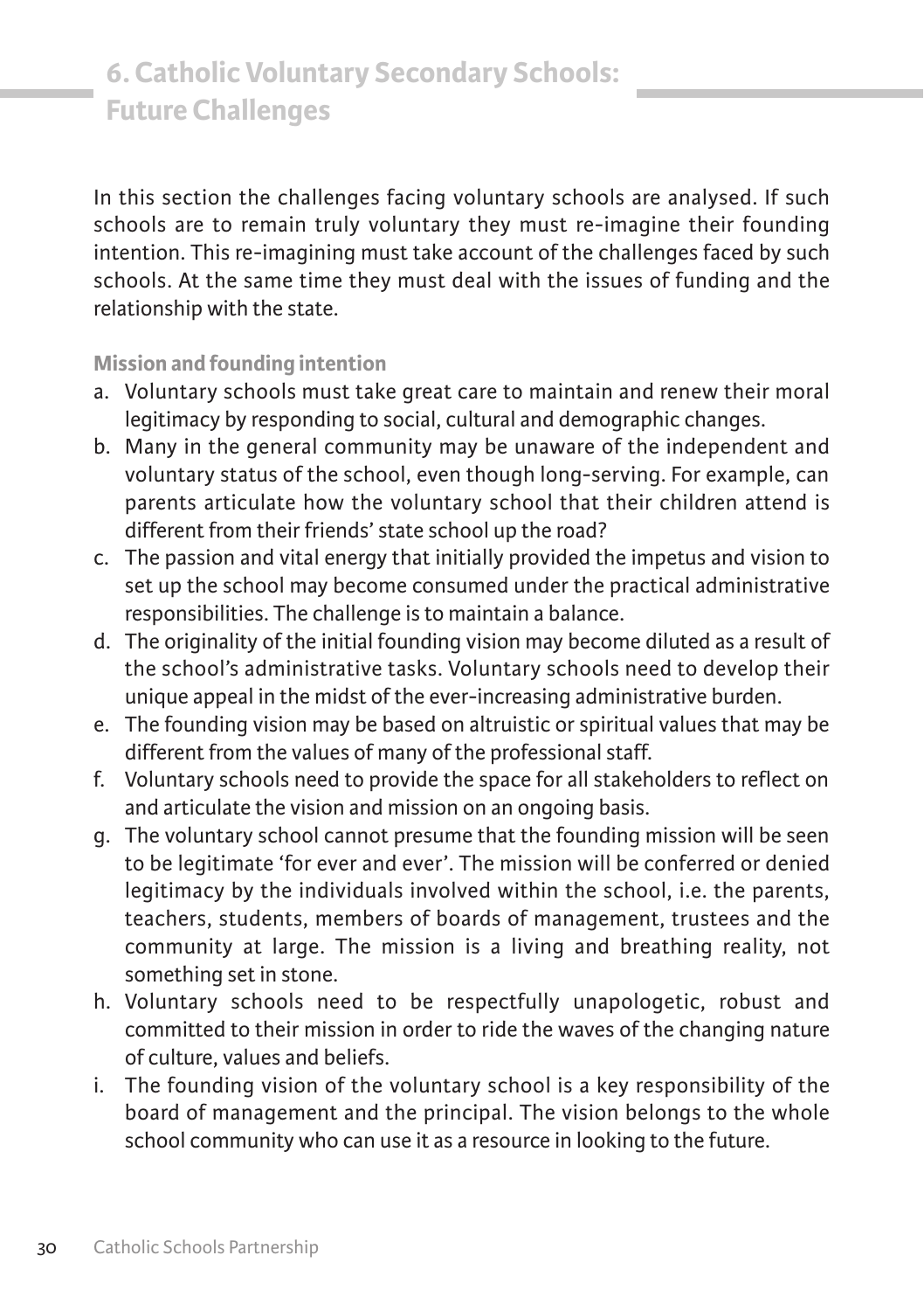# 6. Catholic Voluntary Secondary Schools: Future Challenges

In this section the challenges facing voluntary schools are analysed. If such schools are to remain truly voluntary they must re-imagine their founding intention. This re-imagining must take account of the challenges faced by such schools. At the same time they must deal with the issues of funding and the relationship with the state.

### Mission and founding intention

a. Voluntary schools must take great care to maintain and renew their moral legitimacy by responding to social, cultural and demographic changes.
b. Many in the general community may be unaware of the independent and voluntary status of the school, even though long-serving. For example, can parents articulate how the voluntary school that their children attend is different from their friends' state school up the road?
c. The passion and vital energy that initially provided the impetus and vision to set up the school may become consumed under the practical administrative responsibilities. The challenge is to maintain a balance.
d. The originality of the initial founding vision may become diluted as a result of the school's administrative tasks. Voluntary schools need to develop their unique appeal in the midst of the ever-increasing administrative burden.
e. The founding vision may be based on altruistic or spiritual values that may be different from the values of many of the professional staff.
f. Voluntary schools need to provide the space for all stakeholders to reflect on and articulate the vision and mission on an ongoing basis.
g. The voluntary school cannot presume that the founding mission will be seen to be legitimate 'for ever and ever'. The mission will be conferred or denied legitimacy by the individuals involved within the school, i.e. the parents, teachers, students, members of boards of management, trustees and the community at large. The mission is a living and breathing reality, not something set in stone.
h. Voluntary schools need to be respectfully unapologetic, robust and committed to their mission in order to ride the waves of the changing nature of culture, values and beliefs.
i. The founding vision of the voluntary school is a key responsibility of the board of management and the principal. The vision belongs to the whole school community who can use it as a resource in looking to the future.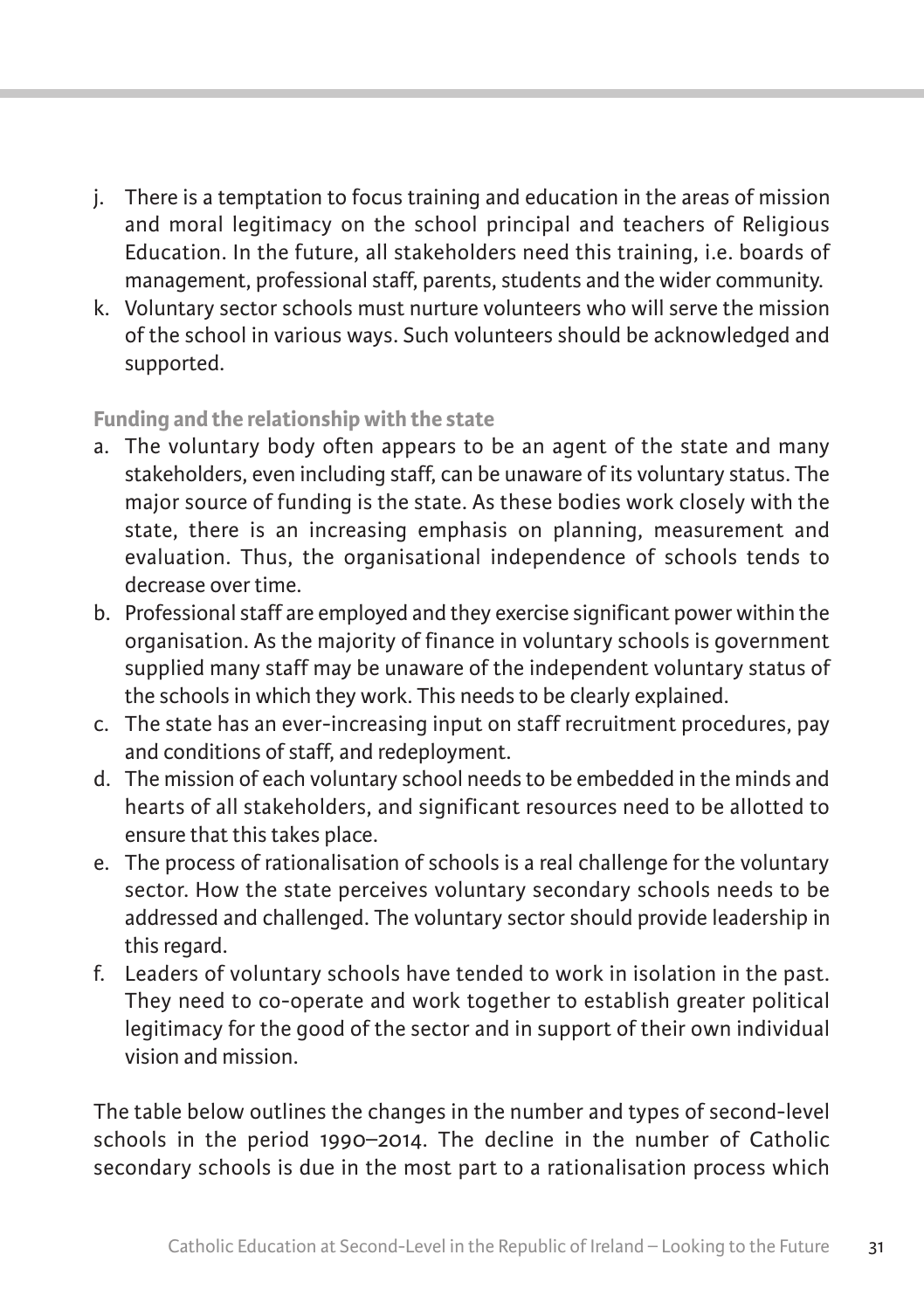j. There is a temptation to focus training and education in the areas of mission and moral legitimacy on the school principal and teachers of Religious Education. In the future, all stakeholders need this training, i.e. boards of management, professional staff, parents, students and the wider community.
k. Voluntary sector schools must nurture volunteers who will serve the mission of the school in various ways. Such volunteers should be acknowledged and supported.

**Funding and the relationship with the state**

a. The voluntary body often appears to be an agent of the state and many stakeholders, even including staff, can be unaware of its voluntary status. The major source of funding is the state. As these bodies work closely with the state, there is an increasing emphasis on planning, measurement and evaluation. Thus, the organisational independence of schools tends to decrease over time.
b. Professional staff are employed and they exercise significant power within the organisation. As the majority of finance in voluntary schools is government supplied many staff may be unaware of the independent voluntary status of the schools in which they work. This needs to be clearly explained.
c. The state has an ever-increasing input on staff recruitment procedures, pay and conditions of staff, and redeployment.
d. The mission of each voluntary school needs to be embedded in the minds and hearts of all stakeholders, and significant resources need to be allotted to ensure that this takes place.
e. The process of rationalisation of schools is a real challenge for the voluntary sector. How the state perceives voluntary secondary schools needs to be addressed and challenged. The voluntary sector should provide leadership in this regard.
f. Leaders of voluntary schools have tended to work in isolation in the past. They need to co-operate and work together to establish greater political legitimacy for the good of the sector and in support of their own individual vision and mission.

The table below outlines the changes in the number and types of second-level schools in the period 1990–2014. The decline in the number of Catholic secondary schools is due in the most part to a rationalisation process which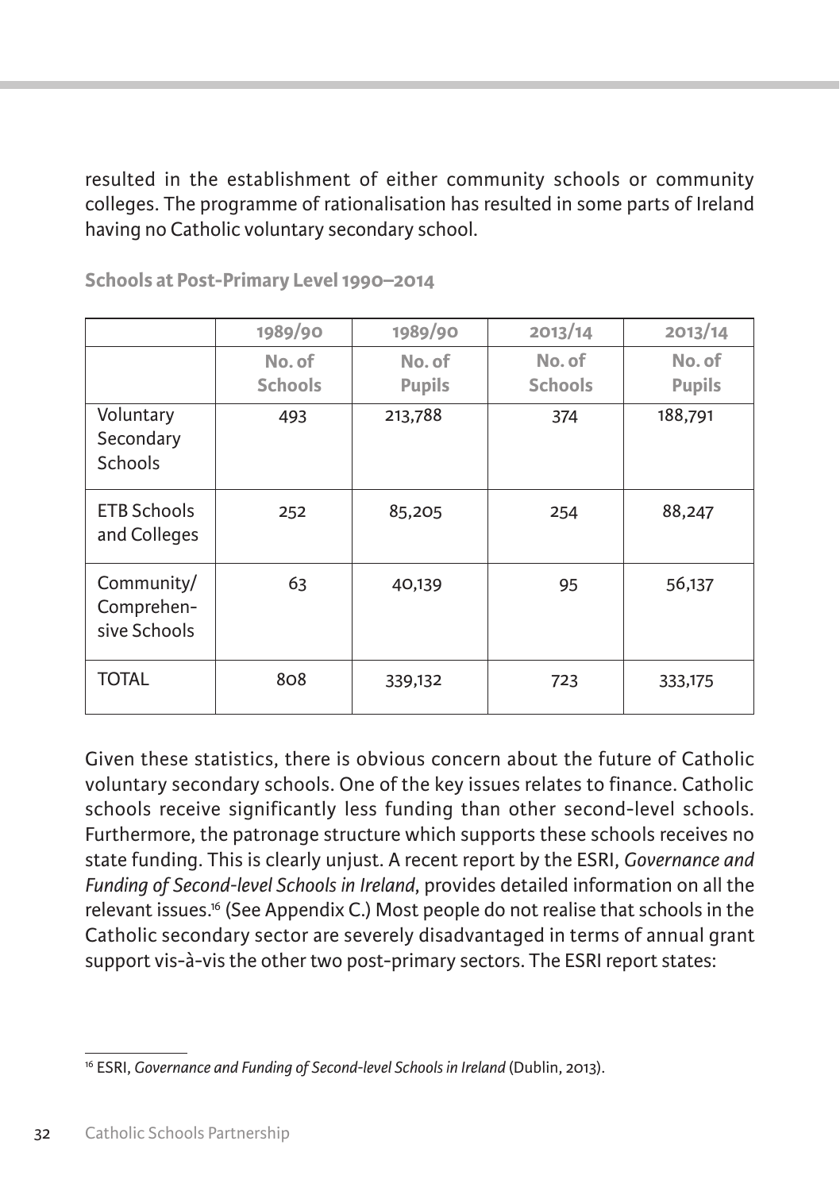resulted in the establishment of either community schools or community colleges. The programme of rationalisation has resulted in some parts of Ireland having no Catholic voluntary secondary school.

**Schools at Post-Primary Level 1990–2014**

| | 1989/90 | 1989/90 | 2013/14 | 2013/14 |
|---|---|---|---|---|
| | No. of Schools | No. of Pupils | No. of Schools | No. of Pupils |
| Voluntary Secondary Schools | 493 | 213,788 | 374 | 188,791 |
| ETB Schools and Colleges | 252 | 85,205 | 254 | 88,247 |
| Community/ Comprehensive Schools | 63 | 40,139 | 95 | 56,137 |
| TOTAL | 808 | 339,132 | 723 | 333,175 |

Given these statistics, there is obvious concern about the future of Catholic voluntary secondary schools. One of the key issues relates to finance. Catholic schools receive significantly less funding than other second-level schools. Furthermore, the patronage structure which supports these schools receives no state funding. This is clearly unjust. A recent report by the ESRI, *Governance and Funding of Second-level Schools in Ireland*, provides detailed information on all the relevant issues.[16] (See Appendix C.) Most people do not realise that schools in the Catholic secondary sector are severely disadvantaged in terms of annual grant support vis-à-vis the other two post-primary sectors. The ESRI report states:

[16] ESRI, *Governance and Funding of Second-level Schools in Ireland* (Dublin, 2013).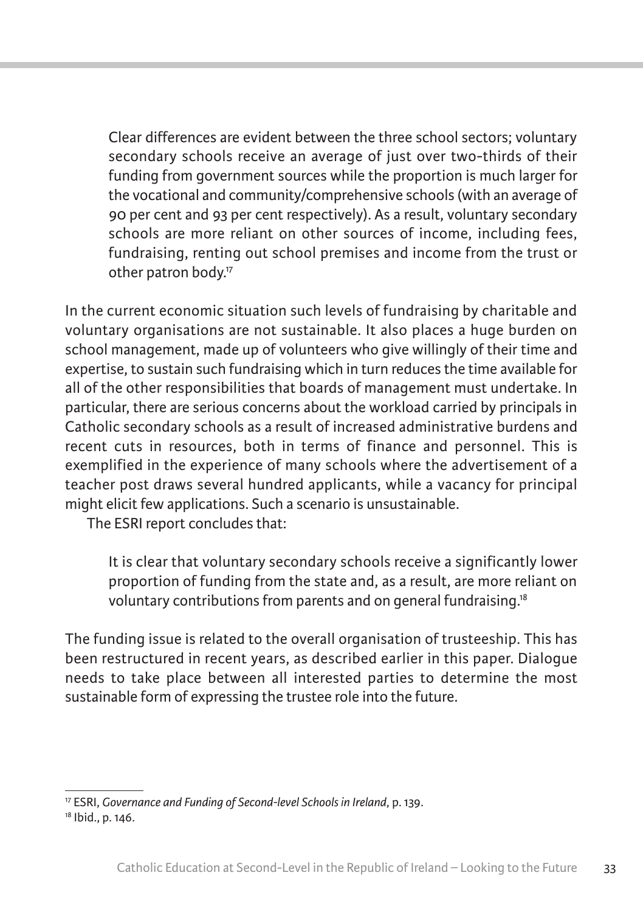> Clear differences are evident between the three school sectors; voluntary secondary schools receive an average of just over two-thirds of their funding from government sources while the proportion is much larger for the vocational and community/comprehensive schools (with an average of 90 per cent and 93 per cent respectively). As a result, voluntary secondary schools are more reliant on other sources of income, including fees, fundraising, renting out school premises and income from the trust or other patron body.[17]

In the current economic situation such levels of fundraising by charitable and voluntary organisations are not sustainable. It also places a huge burden on school management, made up of volunteers who give willingly of their time and expertise, to sustain such fundraising which in turn reduces the time available for all of the other responsibilities that boards of management must undertake. In particular, there are serious concerns about the workload carried by principals in Catholic secondary schools as a result of increased administrative burdens and recent cuts in resources, both in terms of finance and personnel. This is exemplified in the experience of many schools where the advertisement of a teacher post draws several hundred applicants, while a vacancy for principal might elicit few applications. Such a scenario is unsustainable.

The ESRI report concludes that:

> It is clear that voluntary secondary schools receive a significantly lower proportion of funding from the state and, as a result, are more reliant on voluntary contributions from parents and on general fundraising.[18]

The funding issue is related to the overall organisation of trusteeship. This has been restructured in recent years, as described earlier in this paper. Dialogue needs to take place between all interested parties to determine the most sustainable form of expressing the trustee role into the future.

---

[17] ESRI, *Governance and Funding of Second-level Schools in Ireland*, p. 139.

[18] Ibid., p. 146.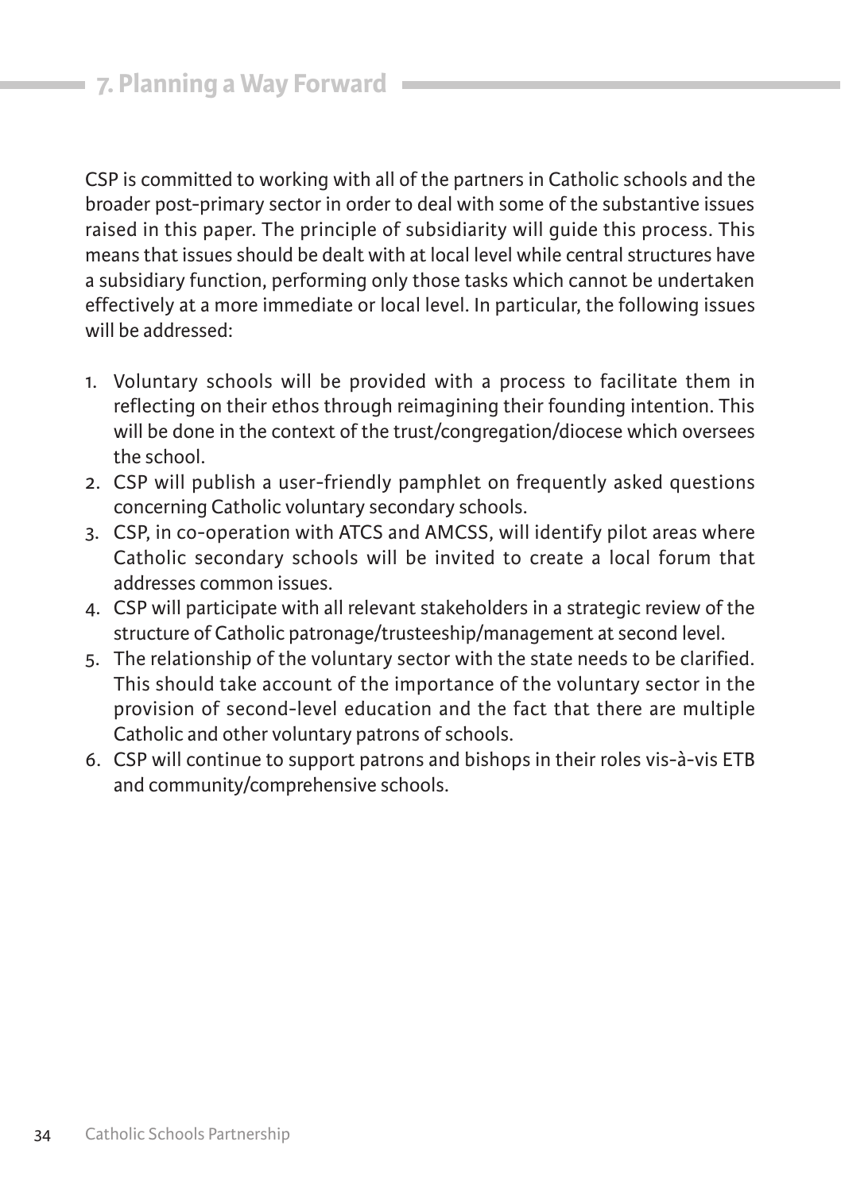## 7. Planning a Way Forward

CSP is committed to working with all of the partners in Catholic schools and the broader post-primary sector in order to deal with some of the substantive issues raised in this paper. The principle of subsidiarity will guide this process. This means that issues should be dealt with at local level while central structures have a subsidiary function, performing only those tasks which cannot be undertaken effectively at a more immediate or local level. In particular, the following issues will be addressed:

1. Voluntary schools will be provided with a process to facilitate them in reflecting on their ethos through reimagining their founding intention. This will be done in the context of the trust/congregation/diocese which oversees the school.
2. CSP will publish a user-friendly pamphlet on frequently asked questions concerning Catholic voluntary secondary schools.
3. CSP, in co-operation with ATCS and AMCSS, will identify pilot areas where Catholic secondary schools will be invited to create a local forum that addresses common issues.
4. CSP will participate with all relevant stakeholders in a strategic review of the structure of Catholic patronage/trusteeship/management at second level.
5. The relationship of the voluntary sector with the state needs to be clarified. This should take account of the importance of the voluntary sector in the provision of second-level education and the fact that there are multiple Catholic and other voluntary patrons of schools.
6. CSP will continue to support patrons and bishops in their roles vis-à-vis ETB and community/comprehensive schools.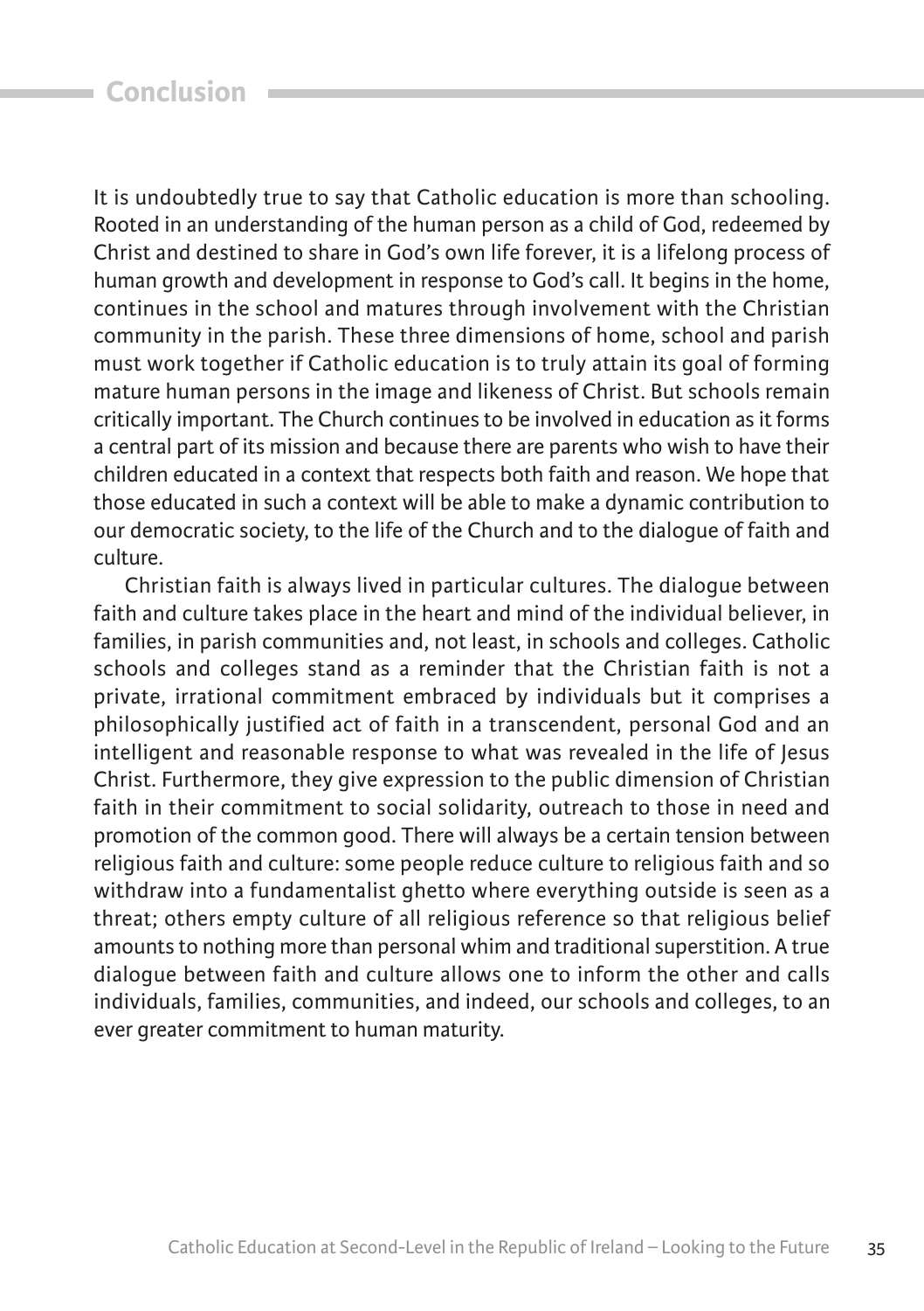## Conclusion

It is undoubtedly true to say that Catholic education is more than schooling. Rooted in an understanding of the human person as a child of God, redeemed by Christ and destined to share in God's own life forever, it is a lifelong process of human growth and development in response to God's call. It begins in the home, continues in the school and matures through involvement with the Christian community in the parish. These three dimensions of home, school and parish must work together if Catholic education is to truly attain its goal of forming mature human persons in the image and likeness of Christ. But schools remain critically important. The Church continues to be involved in education as it forms a central part of its mission and because there are parents who wish to have their children educated in a context that respects both faith and reason. We hope that those educated in such a context will be able to make a dynamic contribution to our democratic society, to the life of the Church and to the dialogue of faith and culture.

Christian faith is always lived in particular cultures. The dialogue between faith and culture takes place in the heart and mind of the individual believer, in families, in parish communities and, not least, in schools and colleges. Catholic schools and colleges stand as a reminder that the Christian faith is not a private, irrational commitment embraced by individuals but it comprises a philosophically justified act of faith in a transcendent, personal God and an intelligent and reasonable response to what was revealed in the life of Jesus Christ. Furthermore, they give expression to the public dimension of Christian faith in their commitment to social solidarity, outreach to those in need and promotion of the common good. There will always be a certain tension between religious faith and culture: some people reduce culture to religious faith and so withdraw into a fundamentalist ghetto where everything outside is seen as a threat; others empty culture of all religious reference so that religious belief amounts to nothing more than personal whim and traditional superstition. A true dialogue between faith and culture allows one to inform the other and calls individuals, families, communities, and indeed, our schools and colleges, to an ever greater commitment to human maturity.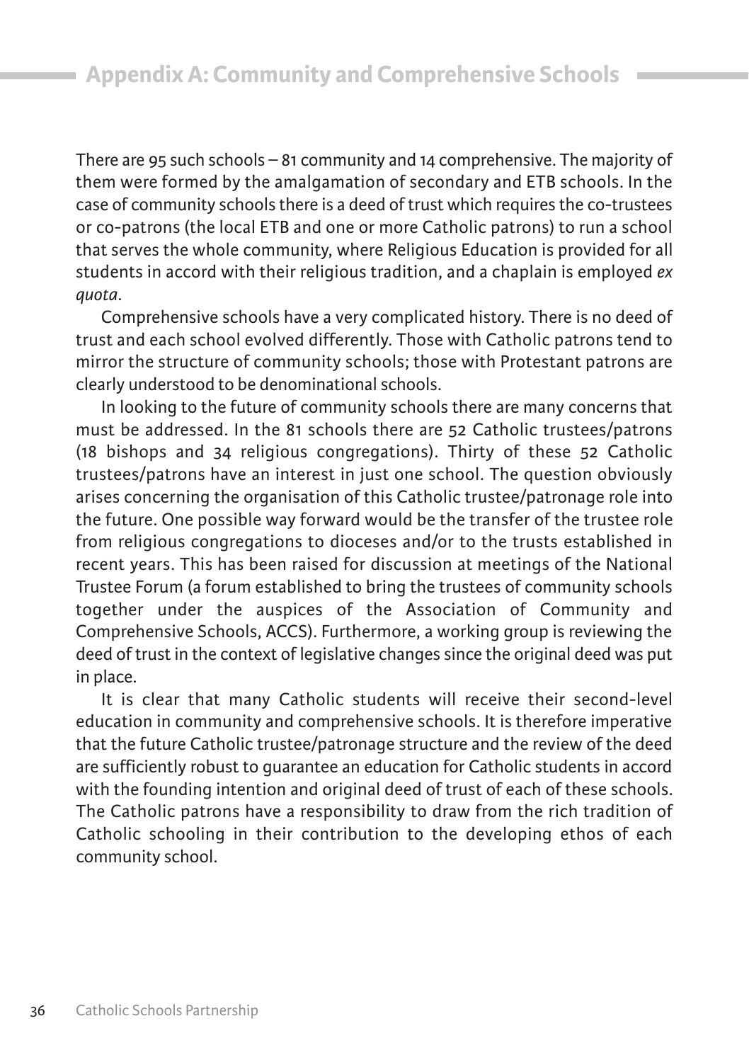## Appendix A: Community and Comprehensive Schools

There are 95 such schools – 81 community and 14 comprehensive. The majority of them were formed by the amalgamation of secondary and ETB schools. In the case of community schools there is a deed of trust which requires the co-trustees or co-patrons (the local ETB and one or more Catholic patrons) to run a school that serves the whole community, where Religious Education is provided for all students in accord with their religious tradition, and a chaplain is employed *ex quota*.

Comprehensive schools have a very complicated history. There is no deed of trust and each school evolved differently. Those with Catholic patrons tend to mirror the structure of community schools; those with Protestant patrons are clearly understood to be denominational schools.

In looking to the future of community schools there are many concerns that must be addressed. In the 81 schools there are 52 Catholic trustees/patrons (18 bishops and 34 religious congregations). Thirty of these 52 Catholic trustees/patrons have an interest in just one school. The question obviously arises concerning the organisation of this Catholic trustee/patronage role into the future. One possible way forward would be the transfer of the trustee role from religious congregations to dioceses and/or to the trusts established in recent years. This has been raised for discussion at meetings of the National Trustee Forum (a forum established to bring the trustees of community schools together under the auspices of the Association of Community and Comprehensive Schools, ACCS). Furthermore, a working group is reviewing the deed of trust in the context of legislative changes since the original deed was put in place.

It is clear that many Catholic students will receive their second-level education in community and comprehensive schools. It is therefore imperative that the future Catholic trustee/patronage structure and the review of the deed are sufficiently robust to guarantee an education for Catholic students in accord with the founding intention and original deed of trust of each of these schools. The Catholic patrons have a responsibility to draw from the rich tradition of Catholic schooling in their contribution to the developing ethos of each community school.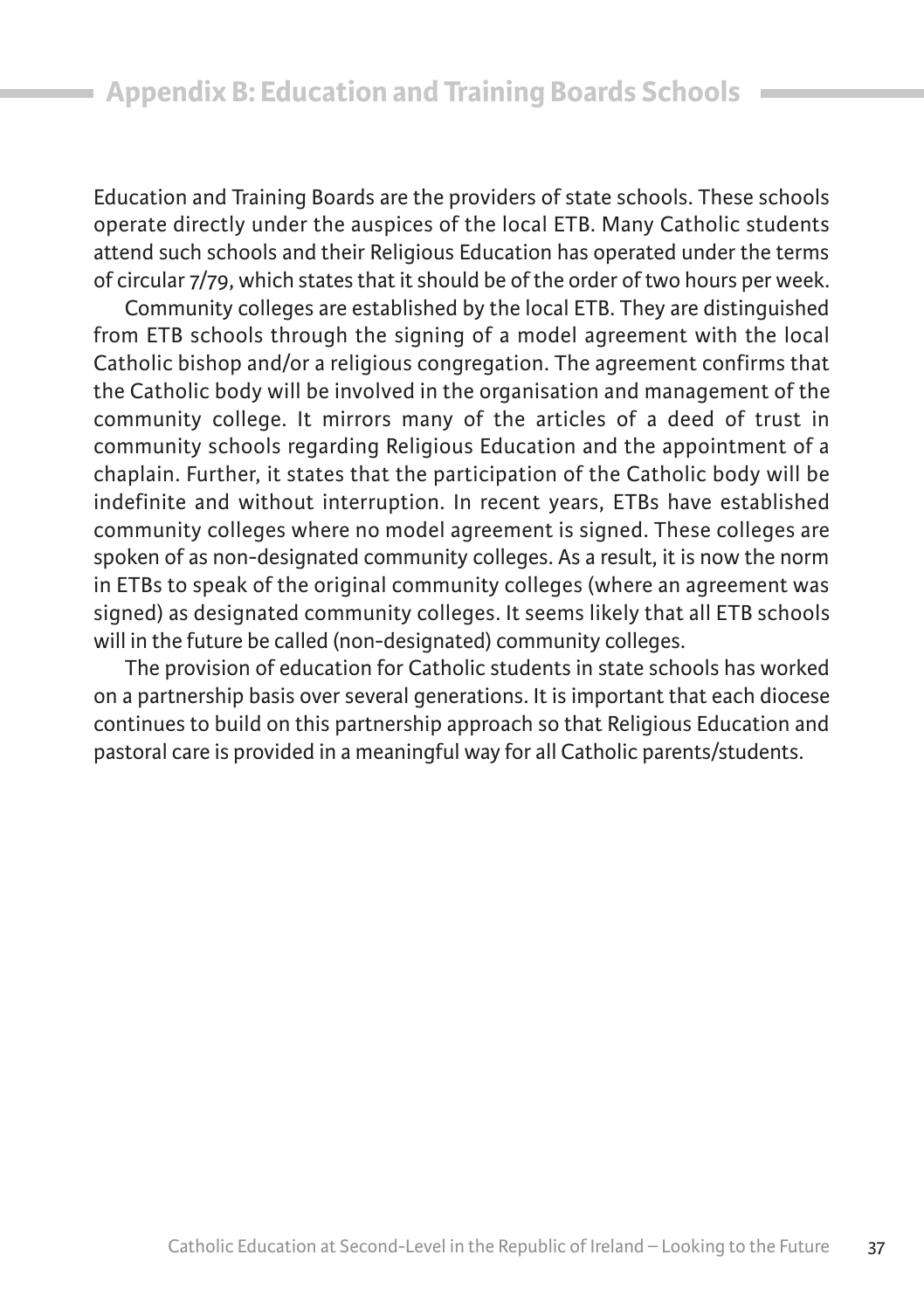# Appendix B: Education and Training Boards Schools

Education and Training Boards are the providers of state schools. These schools operate directly under the auspices of the local ETB. Many Catholic students attend such schools and their Religious Education has operated under the terms of circular 7/79, which states that it should be of the order of two hours per week.

Community colleges are established by the local ETB. They are distinguished from ETB schools through the signing of a model agreement with the local Catholic bishop and/or a religious congregation. The agreement confirms that the Catholic body will be involved in the organisation and management of the community college. It mirrors many of the articles of a deed of trust in community schools regarding Religious Education and the appointment of a chaplain. Further, it states that the participation of the Catholic body will be indefinite and without interruption. In recent years, ETBs have established community colleges where no model agreement is signed. These colleges are spoken of as non-designated community colleges. As a result, it is now the norm in ETBs to speak of the original community colleges (where an agreement was signed) as designated community colleges. It seems likely that all ETB schools will in the future be called (non-designated) community colleges.

The provision of education for Catholic students in state schools has worked on a partnership basis over several generations. It is important that each diocese continues to build on this partnership approach so that Religious Education and pastoral care is provided in a meaningful way for all Catholic parents/students.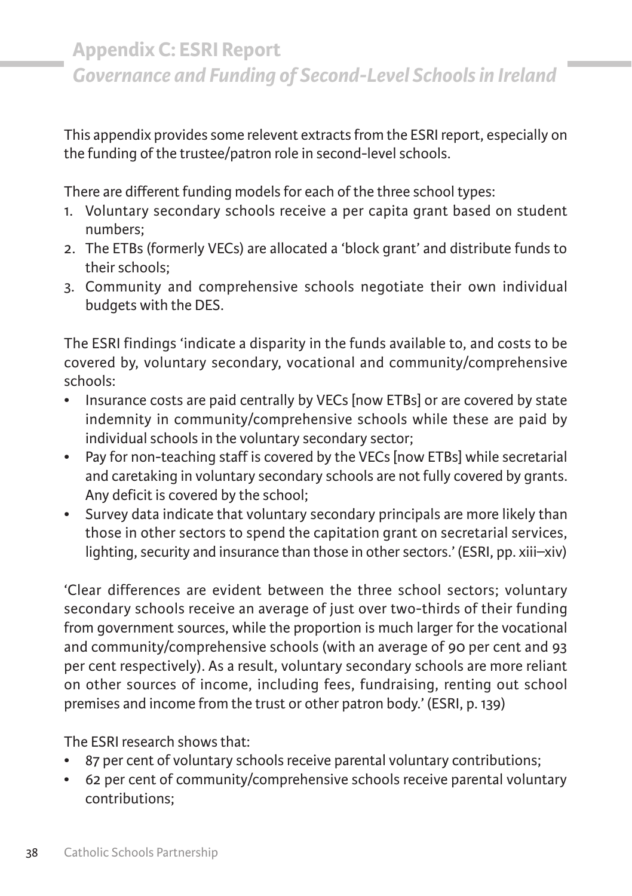# Appendix C: ESRI Report

## *Governance and Funding of Second-Level Schools in Ireland*

This appendix provides some relevent extracts from the ESRI report, especially on the funding of the trustee/patron role in second-level schools.

There are different funding models for each of the three school types:

1. Voluntary secondary schools receive a per capita grant based on student numbers;
2. The ETBs (formerly VECs) are allocated a 'block grant' and distribute funds to their schools;
3. Community and comprehensive schools negotiate their own individual budgets with the DES.

The ESRI findings 'indicate a disparity in the funds available to, and costs to be covered by, voluntary secondary, vocational and community/comprehensive schools:

- Insurance costs are paid centrally by VECs [now ETBs] or are covered by state indemnity in community/comprehensive schools while these are paid by individual schools in the voluntary secondary sector;
- Pay for non-teaching staff is covered by the VECs [now ETBs] while secretarial and caretaking in voluntary secondary schools are not fully covered by grants. Any deficit is covered by the school;
- Survey data indicate that voluntary secondary principals are more likely than those in other sectors to spend the capitation grant on secretarial services, lighting, security and insurance than those in other sectors.' (ESRI, pp. xiii–xiv)

'Clear differences are evident between the three school sectors; voluntary secondary schools receive an average of just over two-thirds of their funding from government sources, while the proportion is much larger for the vocational and community/comprehensive schools (with an average of 90 per cent and 93 per cent respectively). As a result, voluntary secondary schools are more reliant on other sources of income, including fees, fundraising, renting out school premises and income from the trust or other patron body.' (ESRI, p. 139)

The ESRI research shows that:

- 87 per cent of voluntary schools receive parental voluntary contributions;
- 62 per cent of community/comprehensive schools receive parental voluntary contributions;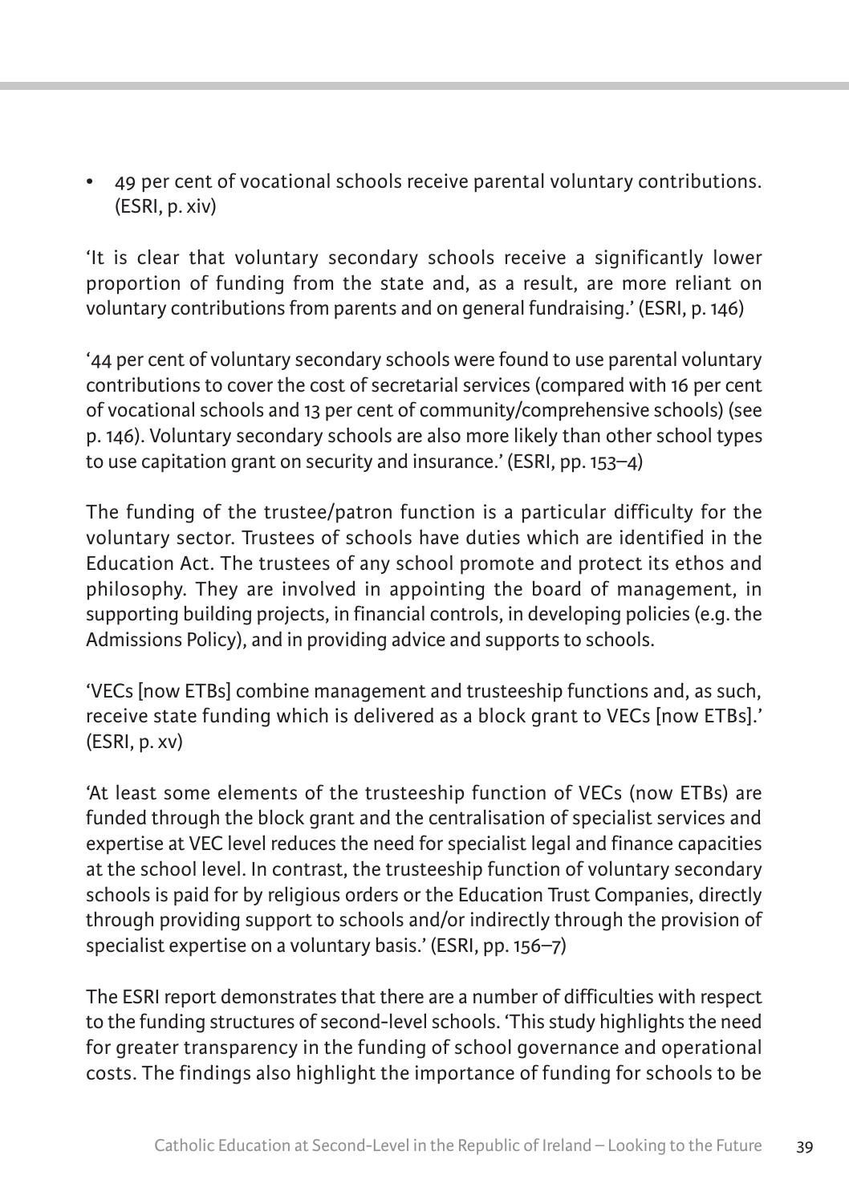- 49 per cent of vocational schools receive parental voluntary contributions. (ESRI, p. xiv)

'It is clear that voluntary secondary schools receive a significantly lower proportion of funding from the state and, as a result, are more reliant on voluntary contributions from parents and on general fundraising.' (ESRI, p. 146)

'44 per cent of voluntary secondary schools were found to use parental voluntary contributions to cover the cost of secretarial services (compared with 16 per cent of vocational schools and 13 per cent of community/comprehensive schools) (see p. 146). Voluntary secondary schools are also more likely than other school types to use capitation grant on security and insurance.' (ESRI, pp. 153–4)

The funding of the trustee/patron function is a particular difficulty for the voluntary sector. Trustees of schools have duties which are identified in the Education Act. The trustees of any school promote and protect its ethos and philosophy. They are involved in appointing the board of management, in supporting building projects, in financial controls, in developing policies (e.g. the Admissions Policy), and in providing advice and supports to schools.

'VECs [now ETBs] combine management and trusteeship functions and, as such, receive state funding which is delivered as a block grant to VECs [now ETBs].' (ESRI, p. xv)

'At least some elements of the trusteeship function of VECs (now ETBs) are funded through the block grant and the centralisation of specialist services and expertise at VEC level reduces the need for specialist legal and finance capacities at the school level. In contrast, the trusteeship function of voluntary secondary schools is paid for by religious orders or the Education Trust Companies, directly through providing support to schools and/or indirectly through the provision of specialist expertise on a voluntary basis.' (ESRI, pp. 156–7)

The ESRI report demonstrates that there are a number of difficulties with respect to the funding structures of second-level schools. 'This study highlights the need for greater transparency in the funding of school governance and operational costs. The findings also highlight the importance of funding for schools to be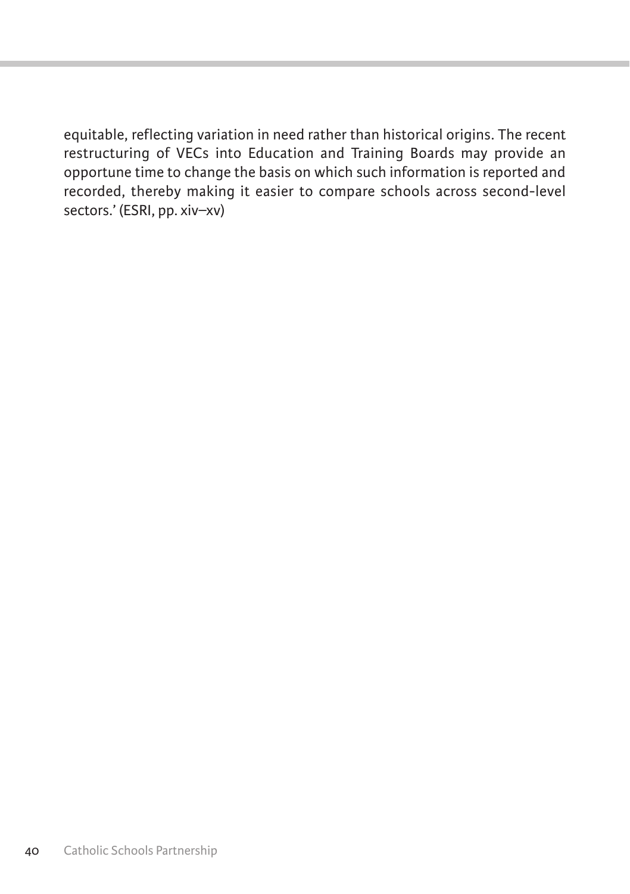equitable, reflecting variation in need rather than historical origins. The recent restructuring of VECs into Education and Training Boards may provide an opportune time to change the basis on which such information is reported and recorded, thereby making it easier to compare schools across second-level sectors.' (ESRI, pp. xiv–xv)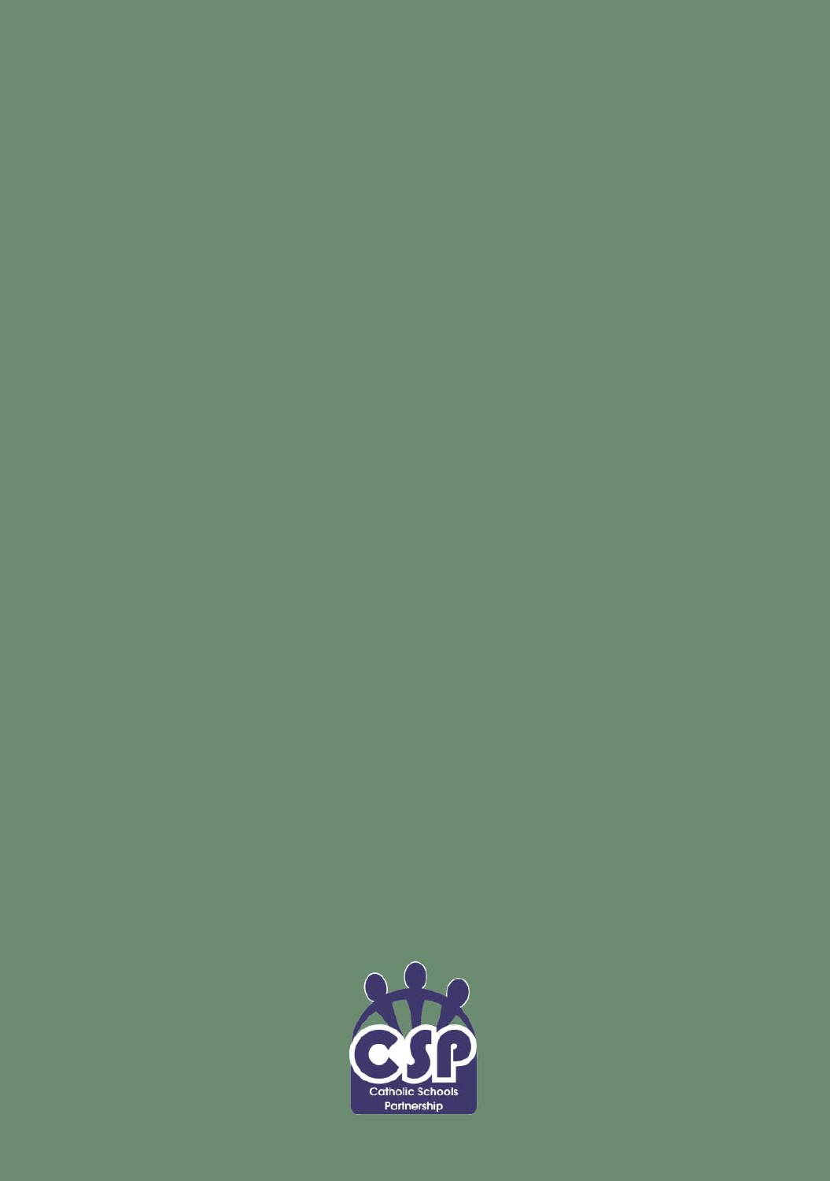CSP

Catholic Schools Partnership